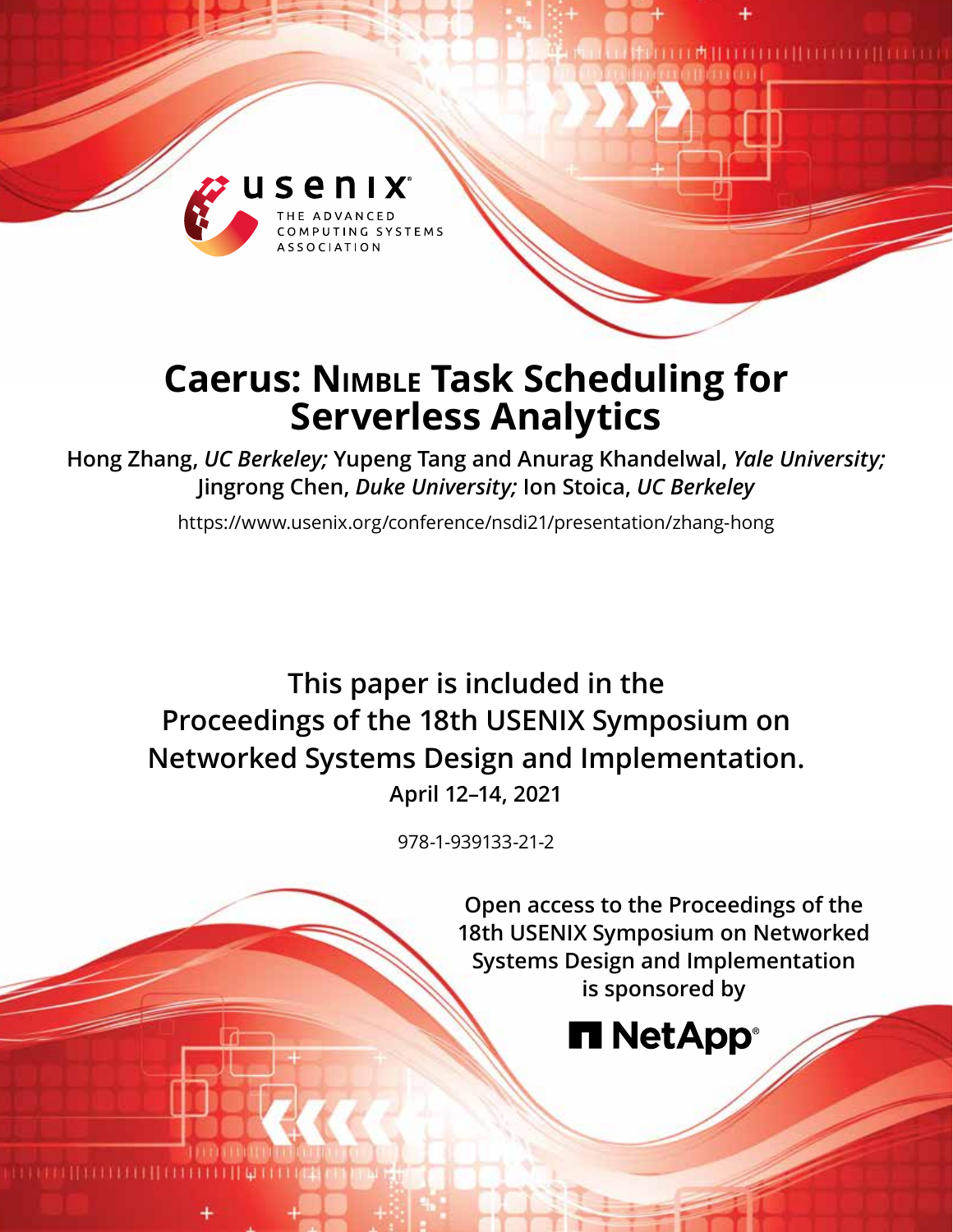# Caerus: Nimble Task Scheduling for Serverless Analytics

**Hong Zhang,** ***UC Berkeley;*** **Yupeng Tang and Anurag Khandelwal,** ***Yale University;*** **Jingrong Chen,** ***Duke University;*** **Ion Stoica,** ***UC Berkeley***

https://www.usenix.org/conference/nsdi21/presentation/zhang-hong

**This paper is included in the Proceedings of the 18th USENIX Symposium on Networked Systems Design and Implementation.**

**April 12–14, 2021**

978-1-939133-21-2

**Open access to the Proceedings of the 18th USENIX Symposium on Networked Systems Design and Implementation is sponsored by**

**NetApp**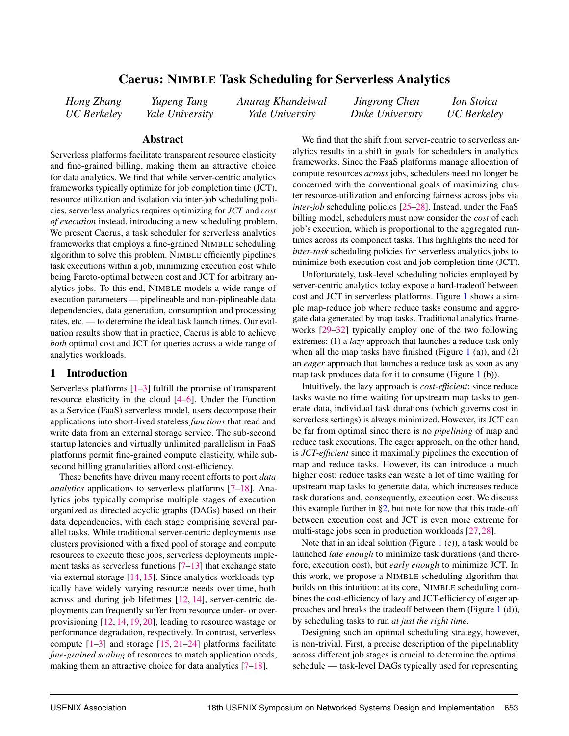# Caerus: NIMBLE Task Scheduling for Serverless Analytics

*Hong Zhang*, *UC Berkeley*  
*Yupeng Tang*, *Yale University*  
*Anurag Khandelwal*, *Yale University*  
*Jingrong Chen*, *Duke University*  
*Ion Stoica*, *UC Berkeley*

## Abstract

Serverless platforms facilitate transparent resource elasticity and fine-grained billing, making them an attractive choice for data analytics. We find that while server-centric analytics frameworks typically optimize for job completion time (JCT), resource utilization and isolation via inter-job scheduling policies, serverless analytics requires optimizing for *JCT* and *cost of execution* instead, introducing a new scheduling problem. We present Caerus, a task scheduler for serverless analytics frameworks that employs a fine-grained NIMBLE scheduling algorithm to solve this problem. NIMBLE efficiently pipelines task executions within a job, minimizing execution cost while being Pareto-optimal between cost and JCT for arbitrary analytics jobs. To this end, NIMBLE models a wide range of execution parameters — pipelineable and non-piplineable data dependencies, data generation, consumption and processing rates, etc. — to determine the ideal task launch times. Our evaluation results show that in practice, Caerus is able to achieve *both* optimal cost and JCT for queries across a wide range of analytics workloads.

## 1 Introduction

Serverless platforms [1–3] fulfill the promise of transparent resource elasticity in the cloud [4–6]. Under the Function as a Service (FaaS) serverless model, users decompose their applications into short-lived stateless *functions* that read and write data from an external storage service. The sub-second startup latencies and virtually unlimited parallelism in FaaS platforms permit fine-grained compute elasticity, while sub-second billing granularities afford cost-efficiency.

These benefits have driven many recent efforts to port *data analytics* applications to serverless platforms [7–18]. Analytics jobs typically comprise multiple stages of execution organized as directed acyclic graphs (DAGs) based on their data dependencies, with each stage comprising several parallel tasks. While traditional server-centric deployments use clusters provisioned with a fixed pool of storage and compute resources to execute these jobs, serverless deployments implement tasks as serverless functions [7–13] that exchange state via external storage [14, 15]. Since analytics workloads typically have widely varying resource needs over time, both across and during job lifetimes [12, 14], server-centric deployments can frequently suffer from resource under- or over-provisioning [12, 14, 19, 20], leading to resource wastage or performance degradation, respectively. In contrast, serverless compute [1–3] and storage [15, 21–24] platforms facilitate *fine-grained scaling* of resources to match application needs, making them an attractive choice for data analytics [7–18].

We find that the shift from server-centric to serverless analytics results in a shift in goals for schedulers in analytics frameworks. Since the FaaS platforms manage allocation of compute resources *across* jobs, schedulers need no longer be concerned with the conventional goals of maximizing cluster resource-utilization and enforcing fairness across jobs via *inter-job* scheduling policies [25–28]. Instead, under the FaaS billing model, schedulers must now consider the *cost* of each job's execution, which is proportional to the aggregated runtimes across its component tasks. This highlights the need for *inter-task* scheduling policies for serverless analytics jobs to minimize both execution cost and job completion time (JCT).

Unfortunately, task-level scheduling policies employed by server-centric analytics today expose a hard-tradeoff between cost and JCT in serverless platforms. Figure 1 shows a simple map-reduce job where reduce tasks consume and aggregate data generated by map tasks. Traditional analytics frameworks [29–32] typically employ one of the two following extremes: (1) a *lazy* approach that launches a reduce task only when all the map tasks have finished (Figure 1 (a)), and (2) an *eager* approach that launches a reduce task as soon as any map task produces data for it to consume (Figure 1 (b)).

Intuitively, the lazy approach is *cost-efficient*: since reduce tasks waste no time waiting for upstream map tasks to generate data, individual task durations (which governs cost in serverless settings) is always minimized. However, its JCT can be far from optimal since there is no *pipelining* of map and reduce task executions. The eager approach, on the other hand, is *JCT-efficient* since it maximally pipelines the execution of map and reduce tasks. However, its can introduce a much higher cost: reduce tasks can waste a lot of time waiting for upstream map tasks to generate data, which increases reduce task durations and, consequently, execution cost. We discuss this example further in §2, but note for now that this trade-off between execution cost and JCT is even more extreme for multi-stage jobs seen in production workloads [27, 28].

Note that in an ideal solution (Figure 1 (c)), a task would be launched *late enough* to minimize task durations (and therefore, execution cost), but *early enough* to minimize JCT. In this work, we propose a NIMBLE scheduling algorithm that builds on this intuition: at its core, NIMBLE scheduling combines the cost-efficiency of lazy and JCT-efficiency of eager approaches and breaks the tradeoff between them (Figure 1 (d)), by scheduling tasks to run *at just the right time*.

Designing such an optimal scheduling strategy, however, is non-trivial. First, a precise description of the pipelinablity across different job stages is crucial to determine the optimal schedule — task-level DAGs typically used for representing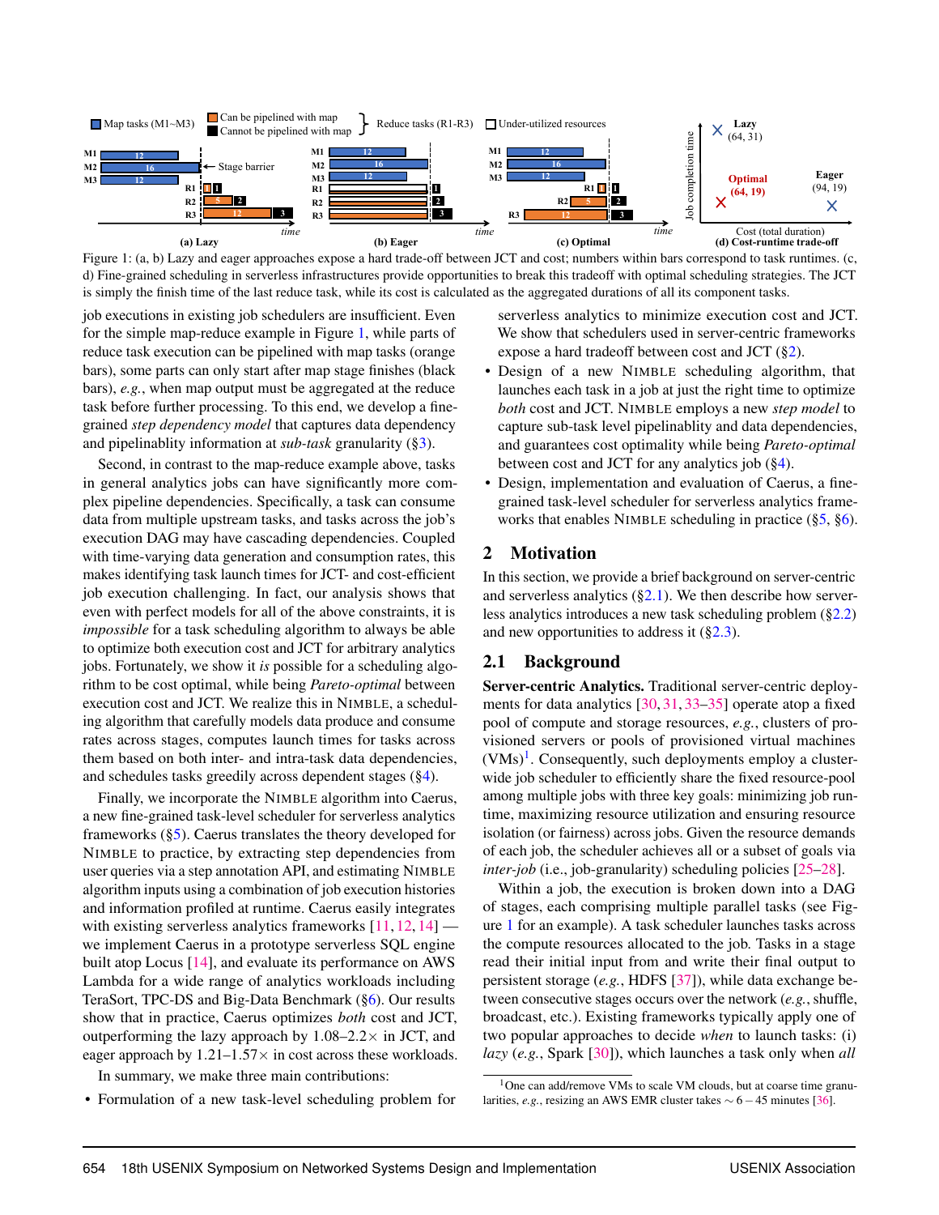Figure 1: (a, b) Lazy and eager approaches expose a hard trade-off between JCT and cost; numbers within bars correspond to task runtimes. (c, d) Fine-grained scheduling in serverless infrastructures provide opportunities to break this tradeoff with optimal scheduling strategies. The JCT is simply the finish time of the last reduce task, while its cost is calculated as the aggregated durations of all its component tasks.

job executions in existing job schedulers are insufficient. Even for the simple map-reduce example in Figure 1, while parts of reduce task execution can be pipelined with map tasks (orange bars), some parts can only start after map stage finishes (black bars), *e.g.*, when map output must be aggregated at the reduce task before further processing. To this end, we develop a fine-grained *step dependency model* that captures data dependency and pipelinablity information at *sub-task* granularity (§3).

Second, in contrast to the map-reduce example above, tasks in general analytics jobs can have significantly more complex pipeline dependencies. Specifically, a task can consume data from multiple upstream tasks, and tasks across the job's execution DAG may have cascading dependencies. Coupled with time-varying data generation and consumption rates, this makes identifying task launch times for JCT- and cost-efficient job execution challenging. In fact, our analysis shows that even with perfect models for all of the above constraints, it is *impossible* for a task scheduling algorithm to always be able to optimize both execution cost and JCT for arbitrary analytics jobs. Fortunately, we show it *is* possible for a scheduling algorithm to be cost optimal, while being *Pareto-optimal* between execution cost and JCT. We realize this in NIMBLE, a scheduling algorithm that carefully models data produce and consume rates across stages, computes launch times for tasks across them based on both inter- and intra-task data dependencies, and schedules tasks greedily across dependent stages (§4).

Finally, we incorporate the NIMBLE algorithm into Caerus, a new fine-grained task-level scheduler for serverless analytics frameworks (§5). Caerus translates the theory developed for NIMBLE to practice, by extracting step dependencies from user queries via a step annotation API, and estimating NIMBLE algorithm inputs using a combination of job execution histories and information profiled at runtime. Caerus easily integrates with existing serverless analytics frameworks [11, 12, 14] — we implement Caerus in a prototype serverless SQL engine built atop Locus [14], and evaluate its performance on AWS Lambda for a wide range of analytics workloads including TeraSort, TPC-DS and Big-Data Benchmark (§6). Our results show that in practice, Caerus optimizes *both* cost and JCT, outperforming the lazy approach by 1.08–2.2× in JCT, and eager approach by 1.21–1.57× in cost across these workloads.

In summary, we make three main contributions:

- Formulation of a new task-level scheduling problem for serverless analytics to minimize execution cost and JCT. We show that schedulers used in server-centric frameworks expose a hard tradeoff between cost and JCT (§2).
- Design of a new NIMBLE scheduling algorithm, that launches each task in a job at just the right time to optimize *both* cost and JCT. NIMBLE employs a new *step model* to capture sub-task level pipelinablity and data dependencies, and guarantees cost optimality while being *Pareto-optimal* between cost and JCT for any analytics job (§4).
- Design, implementation and evaluation of Caerus, a fine-grained task-level scheduler for serverless analytics frameworks that enables NIMBLE scheduling in practice (§5, §6).

## 2 Motivation

In this section, we provide a brief background on server-centric and serverless analytics (§2.1). We then describe how serverless analytics introduces a new task scheduling problem (§2.2) and new opportunities to address it (§2.3).

### 2.1 Background

**Server-centric Analytics.** Traditional server-centric deployments for data analytics [30, 31, 33–35] operate atop a fixed pool of compute and storage resources, *e.g.*, clusters of provisioned servers or pools of provisioned virtual machines (VMs)[1]. Consequently, such deployments employ a cluster-wide job scheduler to efficiently share the fixed resource-pool among multiple jobs with three key goals: minimizing job runtime, maximizing resource utilization and ensuring resource isolation (or fairness) across jobs. Given the resource demands of each job, the scheduler achieves all or a subset of goals via *inter-job* (i.e., job-granularity) scheduling policies [25–28].

Within a job, the execution is broken down into a DAG of stages, each comprising multiple parallel tasks (see Figure 1 for an example). A task scheduler launches tasks across the compute resources allocated to the job. Tasks in a stage read their initial input from and write their final output to persistent storage (*e.g.*, HDFS [37]), while data exchange between consecutive stages occurs over the network (*e.g.*, shuffle, broadcast, etc.). Existing frameworks typically apply one of two popular approaches to decide *when* to launch tasks: (i) *lazy* (*e.g.*, Spark [30]), which launches a task only when *all*

[1]One can add/remove VMs to scale VM clouds, but at coarse time granularities, *e.g.*, resizing an AWS EMR cluster takes ∼ 6 − 45 minutes [36].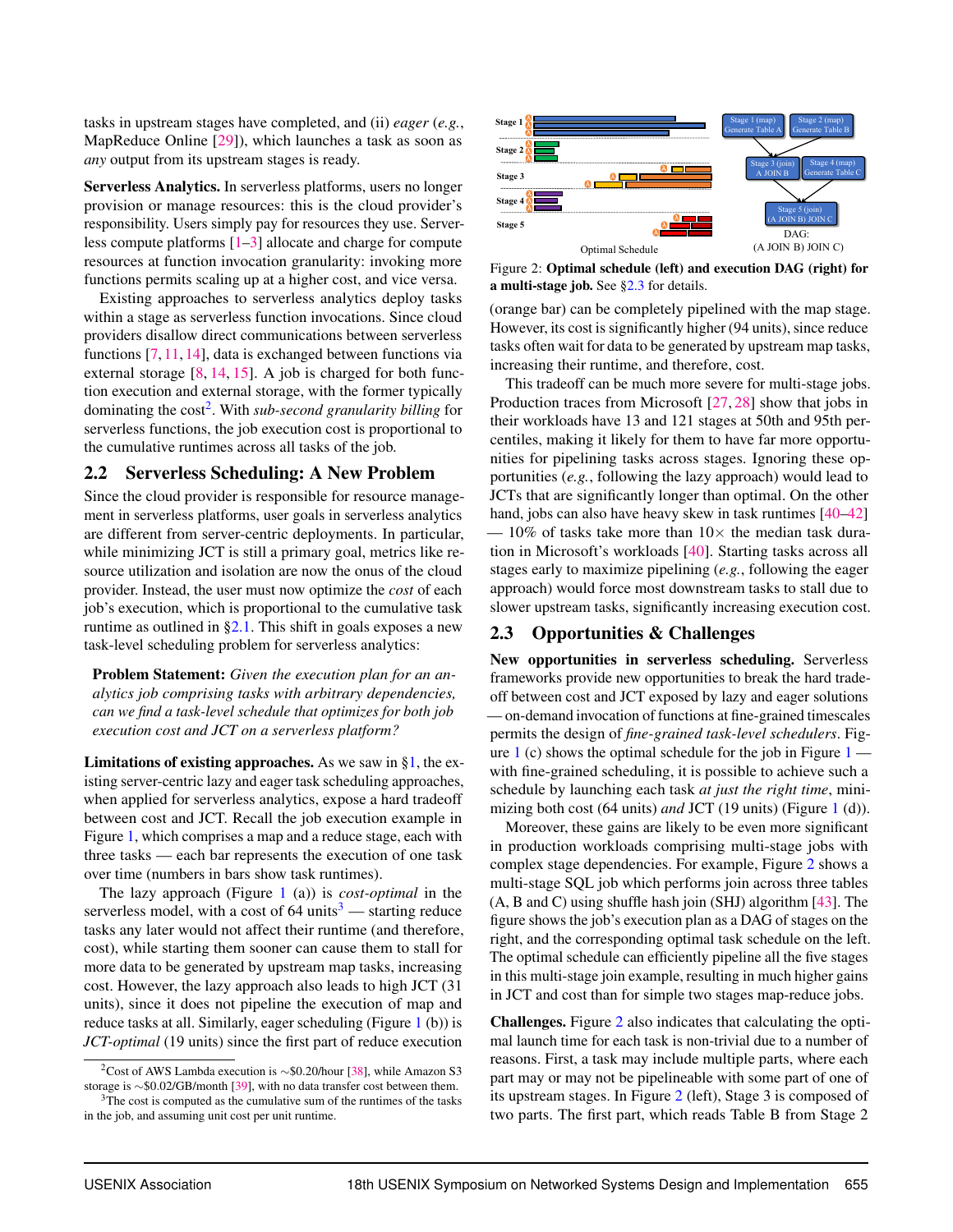tasks in upstream stages have completed, and (ii) *eager* (*e.g.*, MapReduce Online [29]), which launches a task as soon as *any* output from its upstream stages is ready.

**Serverless Analytics.** In serverless platforms, users no longer provision or manage resources: this is the cloud provider's responsibility. Users simply pay for resources they use. Serverless compute platforms [1–3] allocate and charge for compute resources at function invocation granularity: invoking more functions permits scaling up at a higher cost, and vice versa.

Existing approaches to serverless analytics deploy tasks within a stage as serverless function invocations. Since cloud providers disallow direct communications between serverless functions [7, 11, 14], data is exchanged between functions via external storage [8, 14, 15]. A job is charged for both function execution and external storage, with the former typically dominating the cost[2]. With *sub-second granularity billing* for serverless functions, the job execution cost is proportional to the cumulative runtimes across all tasks of the job.

## 2.2 Serverless Scheduling: A New Problem

Since the cloud provider is responsible for resource management in serverless platforms, user goals in serverless analytics are different from server-centric deployments. In particular, while minimizing JCT is still a primary goal, metrics like resource utilization and isolation are now the onus of the cloud provider. Instead, the user must now optimize the *cost* of each job's execution, which is proportional to the cumulative task runtime as outlined in §2.1. This shift in goals exposes a new task-level scheduling problem for serverless analytics:

> **Problem Statement:** *Given the execution plan for an analytics job comprising tasks with arbitrary dependencies, can we find a task-level schedule that optimizes for both job execution cost and JCT on a serverless platform?*

**Limitations of existing approaches.** As we saw in §1, the existing server-centric lazy and eager task scheduling approaches, when applied for serverless analytics, expose a hard tradeoff between cost and JCT. Recall the job execution example in Figure 1, which comprises a map and a reduce stage, each with three tasks — each bar represents the execution of one task over time (numbers in bars show task runtimes).

The lazy approach (Figure 1 (a)) is *cost-optimal* in the serverless model, with a cost of 64 units[3] — starting reduce tasks any later would not affect their runtime (and therefore, cost), while starting them sooner can cause them to stall for more data to be generated by upstream map tasks, increasing cost. However, the lazy approach also leads to high JCT (31 units), since it does not pipeline the execution of map and reduce tasks at all. Similarly, eager scheduling (Figure 1 (b)) is *JCT-optimal* (19 units) since the first part of reduce execution (orange bar) can be completely pipelined with the map stage. However, its cost is significantly higher (94 units), since reduce tasks often wait for data to be generated by upstream map tasks, increasing their runtime, and therefore, cost.

[2] Cost of AWS Lambda execution is ~\$0.20/hour [38], while Amazon S3 storage is ~\$0.02/GB/month [39], with no data transfer cost between them.

[3] The cost is computed as the cumulative sum of the runtimes of the tasks in the job, and assuming unit cost per unit runtime.

Figure 2: **Optimal schedule (left) and execution DAG (right) for a multi-stage job.** See §2.3 for details.

This tradeoff can be much more severe for multi-stage jobs. Production traces from Microsoft [27, 28] show that jobs in their workloads have 13 and 121 stages at 50th and 95th percentiles, making it likely for them to have far more opportunities for pipelining tasks across stages. Ignoring these opportunities (*e.g.*, following the lazy approach) would lead to JCTs that are significantly longer than optimal. On the other hand, jobs can also have heavy skew in task runtimes [40–42] — 10% of tasks take more than 10× the median task duration in Microsoft's workloads [40]. Starting tasks across all stages early to maximize pipelining (*e.g.*, following the eager approach) would force most downstream tasks to stall due to slower upstream tasks, significantly increasing execution cost.

## 2.3 Opportunities & Challenges

**New opportunities in serverless scheduling.** Serverless frameworks provide new opportunities to break the hard tradeoff between cost and JCT exposed by lazy and eager solutions — on-demand invocation of functions at fine-grained timescales permits the design of *fine-grained task-level schedulers*. Figure 1 (c) shows the optimal schedule for the job in Figure 1 — with fine-grained scheduling, it is possible to achieve such a schedule by launching each task *at just the right time*, minimizing both cost (64 units) *and* JCT (19 units) (Figure 1 (d)).

Moreover, these gains are likely to be even more significant in production workloads comprising multi-stage jobs with complex stage dependencies. For example, Figure 2 shows a multi-stage SQL job which performs join across three tables (A, B and C) using shuffle hash join (SHJ) algorithm [43]. The figure shows the job's execution plan as a DAG of stages on the right, and the corresponding optimal task schedule on the left. The optimal schedule can efficiently pipeline all the five stages in this multi-stage join example, resulting in much higher gains in JCT and cost than for simple two stages map-reduce jobs.

**Challenges.** Figure 2 also indicates that calculating the optimal launch time for each task is non-trivial due to a number of reasons. First, a task may include multiple parts, where each part may or may not be pipelineable with some part of one of its upstream stages. In Figure 2 (left), Stage 3 is composed of two parts. The first part, which reads Table B from Stage 2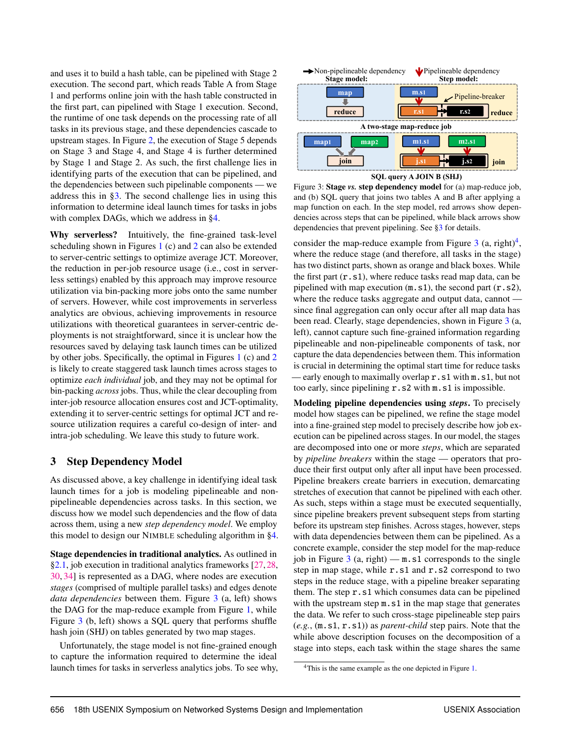and uses it to build a hash table, can be pipelined with Stage 2 execution. The second part, which reads Table A from Stage 1 and performs online join with the hash table constructed in the first part, can pipelined with Stage 1 execution. Second, the runtime of one task depends on the processing rate of all tasks in its previous stage, and these dependencies cascade to upstream stages. In Figure 2, the execution of Stage 5 depends on Stage 3 and Stage 4, and Stage 4 is further determined by Stage 1 and Stage 2. As such, the first challenge lies in identifying parts of the execution that can be pipelined, and the dependencies between such pipelinable components — we address this in §3. The second challenge lies in using this information to determine ideal launch times for tasks in jobs with complex DAGs, which we address in §4.

**Why serverless?** Intuitively, the fine-grained task-level scheduling shown in Figures 1 (c) and 2 can also be extended to server-centric settings to optimize average JCT. Moreover, the reduction in per-job resource usage (i.e., cost in serverless settings) enabled by this approach may improve resource utilization via bin-packing more jobs onto the same number of servers. However, while cost improvements in serverless analytics are obvious, achieving improvements in resource utilizations with theoretical guarantees in server-centric deployments is not straightforward, since it is unclear how the resources saved by delaying task launch times can be utilized by other jobs. Specifically, the optimal in Figures 1 (c) and 2 is likely to create staggered task launch times across stages to optimize *each individual* job, and they may not be optimal for bin-packing *across* jobs. Thus, while the clear decoupling from inter-job resource allocation ensures cost and JCT-optimality, extending it to server-centric settings for optimal JCT and resource utilization requires a careful co-design of inter- and intra-job scheduling. We leave this study to future work.

## 3 Step Dependency Model

As discussed above, a key challenge in identifying ideal task launch times for a job is modeling pipelineable and non-pipelineable dependencies across tasks. In this section, we discuss how we model such dependencies and the flow of data across them, using a new *step dependency model*. We employ this model to design our NIMBLE scheduling algorithm in §4.

**Stage dependencies in traditional analytics.** As outlined in §2.1, job execution in traditional analytics frameworks [27, 28, 30, 34] is represented as a DAG, where nodes are execution *stages* (comprised of multiple parallel tasks) and edges denote *data dependencies* between them. Figure 3 (a, left) shows the DAG for the map-reduce example from Figure 1, while Figure 3 (b, left) shows a SQL query that performs shuffle hash join (SHJ) on tables generated by two map stages.

Unfortunately, the stage model is not fine-grained enough to capture the information required to determine the ideal launch times for tasks in serverless analytics jobs. To see why, consider the map-reduce example from Figure 3 (a, right)[4], where the reduce stage (and therefore, all tasks in the stage) has two distinct parts, shown as orange and black boxes. While the first part (`r.s1`), where reduce tasks read map data, can be pipelined with map execution (`m.s1`), the second part (`r.s2`), where the reduce tasks aggregate and output data, cannot — since final aggregation can only occur after all map data has been read. Clearly, stage dependencies, shown in Figure 3 (a, left), cannot capture such fine-grained information regarding pipelineable and non-pipelineable components of task, nor capture the data dependencies between them. This information is crucial in determining the optimal start time for reduce tasks — early enough to maximally overlap `r.s1` with `m.s1`, but not too early, since pipelining `r.s2` with `m.s1` is impossible.

Non-pipelineable dependency / Pipelineable dependency
Stage model: map → reduce; Step model: m.s1 → r.s1 → r.s2 (Pipeline-breaker), reduce
A two-stage map-reduce job
Stage model: map1, map2 → join; Step model: m1.s1, m2.s1 → j.s1 → j.s2, join
SQL query A JOIN B (SHJ)

Figure 3: **Stage *vs.* step dependency model** for (a) map-reduce job, and (b) SQL query that joins two tables A and B after applying a map function on each. In the step model, red arrows show dependencies across steps that can be pipelined, while black arrows show dependencies that prevent pipelining. See §3 for details.

**Modeling pipeline dependencies using *steps*.** To precisely model how stages can be pipelined, we refine the stage model into a fine-grained step model to precisely describe how job execution can be pipelined across stages. In our model, the stages are decomposed into one or more *steps*, which are separated by *pipeline breakers* within the stage — operators that produce their first output only after all input have been processed. Pipeline breakers create barriers in execution, demarcating stretches of execution that cannot be pipelined with each other. As such, steps within a stage must be executed sequentially, since pipeline breakers prevent subsequent steps from starting before its upstream step finishes. Across stages, however, steps with data dependencies between them can be pipelined. As a concrete example, consider the step model for the map-reduce job in Figure 3 (a, right) — `m.s1` corresponds to the single step in map stage, while `r.s1` and `r.s2` correspond to two steps in the reduce stage, with a pipeline breaker separating them. The step `r.s1` which consumes data can be pipelined with the upstream step `m.s1` in the map stage that generates the data. We refer to such cross-stage pipelineable step pairs (*e.g.*, (`m.s1`, `r.s1`)) as *parent-child* step pairs. Note that the while above description focuses on the decomposition of a stage into steps, each task within the stage shares the same

[4] This is the same example as the one depicted in Figure 1.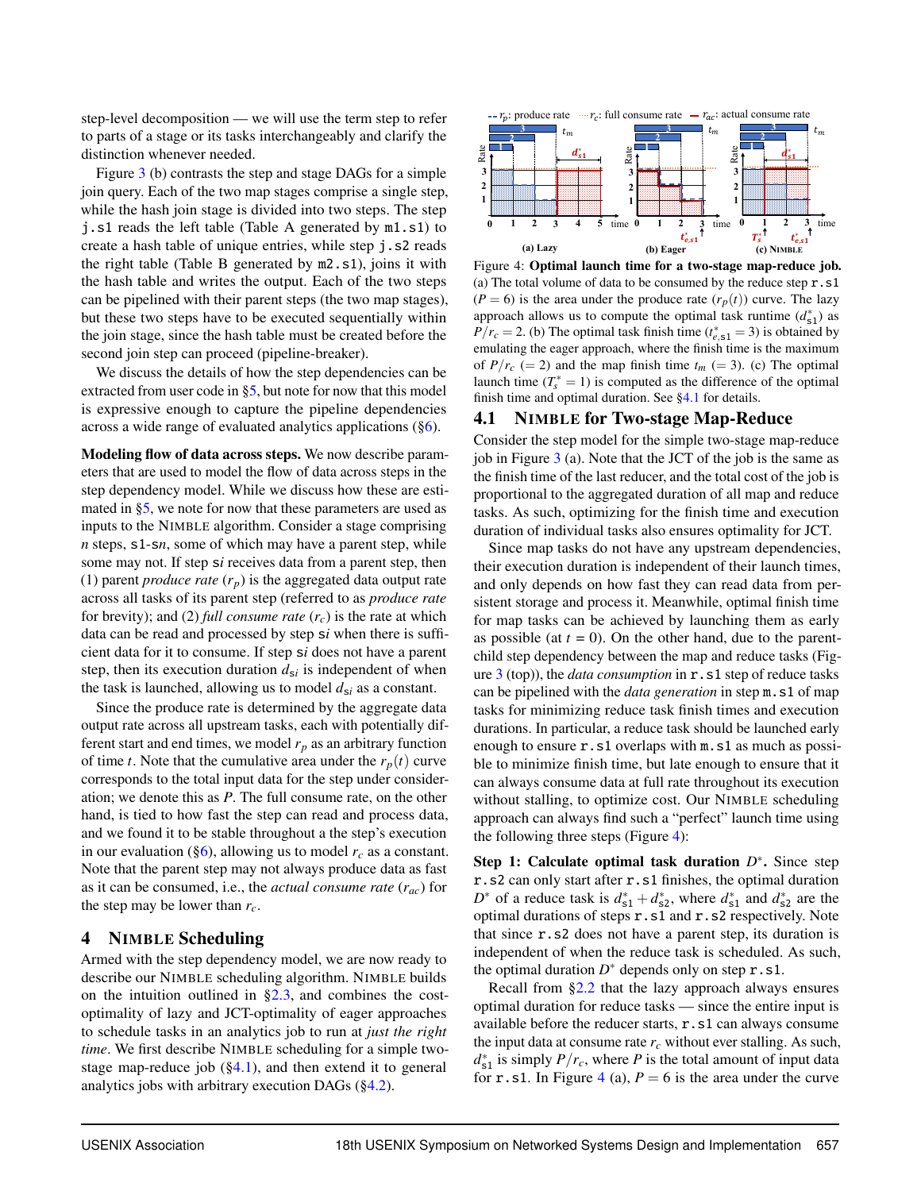step-level decomposition — we will use the term step to refer to parts of a stage or its tasks interchangeably and clarify the distinction whenever needed.

Figure 3 (b) contrasts the step and stage DAGs for a simple join query. Each of the two map stages comprise a single step, while the hash join stage is divided into two steps. The step `j.s1` reads the left table (Table A generated by `m1.s1`) to create a hash table of unique entries, while step `j.s2` reads the right table (Table B generated by `m2.s1`), joins it with the hash table and writes the output. Each of the two steps can be pipelined with their parent steps (the two map stages), but these two steps have to be executed sequentially within the join stage, since the hash table must be created before the second join step can proceed (pipeline-breaker).

We discuss the details of how the step dependencies can be extracted from user code in §5, but note for now that this model is expressive enough to capture the pipeline dependencies across a wide range of evaluated analytics applications (§6).

**Modeling flow of data across steps.** We now describe parameters that are used to model the flow of data across steps in the step dependency model. While we discuss how these are estimated in §5, we note for now that these parameters are used as inputs to the NIMBLE algorithm. Consider a stage comprising $n$ steps, `s1`-`s`$n$, some of which may have a parent step, while some may not. If step `s`$i$ receives data from a parent step, then (1) parent *produce rate* ($r_p$) is the aggregated data output rate across all tasks of its parent step (referred to as *produce rate* for brevity); and (2) *full consume rate* ($r_c$) is the rate at which data can be read and processed by step `s`$i$ when there is sufficient data for it to consume. If step `s`$i$ does not have a parent step, then its execution duration $d_{si}$ is independent of when the task is launched, allowing us to model $d_{si}$ as a constant.

Since the produce rate is determined by the aggregate data output rate across all upstream tasks, each with potentially different start and end times, we model $r_p$ as an arbitrary function of time $t$. Note that the cumulative area under the $r_p(t)$ curve corresponds to the total input data for the step under consideration; we denote this as $P$. The full consume rate, on the other hand, is tied to how fast the step can read and process data, and we found it to be stable throughout a the step's execution in our evaluation (§6), allowing us to model $r_c$ as a constant. Note that the parent step may not always produce data as fast as it can be consumed, i.e., the *actual consume rate* ($r_{ac}$) for the step may be lower than $r_c$.

## 4 NIMBLE Scheduling

Armed with the step dependency model, we are now ready to describe our NIMBLE scheduling algorithm. NIMBLE builds on the intuition outlined in §2.3, and combines the cost-optimality of lazy and JCT-optimality of eager approaches to schedule tasks in an analytics job to run at *just the right time*. We first describe NIMBLE scheduling for a simple two-stage map-reduce job (§4.1), and then extend it to general analytics jobs with arbitrary execution DAGs (§4.2).

Figure 4: **Optimal launch time for a two-stage map-reduce job.** (a) The total volume of data to be consumed by the reduce step `r.s1` ($P = 6$) is the area under the produce rate ($r_p(t)$) curve. The lazy approach allows us to compute the optimal task runtime ($d^*_{s1}$) as $P/r_c = 2$. (b) The optimal task finish time ($t^*_{e,s1} = 3$) is obtained by emulating the eager approach, where the finish time is the maximum of $P/r_c$ ($= 2$) and the map finish time $t_m$ ($= 3$). (c) The optimal launch time ($T^*_s = 1$) is computed as the difference of the optimal finish time and optimal duration. See §4.1 for details.

### 4.1 NIMBLE for Two-stage Map-Reduce

Consider the step model for the simple two-stage map-reduce job in Figure 3 (a). Note that the JCT of the job is the same as the finish time of the last reducer, and the total cost of the job is proportional to the aggregated duration of all map and reduce tasks. As such, optimizing for the finish time and execution duration of individual tasks also ensures optimality for JCT.

Since map tasks do not have any upstream dependencies, their execution duration is independent of their launch times, and only depends on how fast they can read data from persistent storage and process it. Meanwhile, optimal finish time for map tasks can be achieved by launching them as early as possible (at $t = 0$). On the other hand, due to the parent-child step dependency between the map and reduce tasks (Figure 3 (top)), the *data consumption* in `r.s1` step of reduce tasks can be pipelined with the *data generation* in step `m.s1` of map tasks for minimizing reduce task finish times and execution durations. In particular, a reduce task should be launched early enough to ensure `r.s1` overlaps with `m.s1` as much as possible to minimize finish time, but late enough to ensure that it can always consume data at full rate throughout its execution without stalling, to optimize cost. Our NIMBLE scheduling approach can always find such a "perfect" launch time using the following three steps (Figure 4):

**Step 1: Calculate optimal task duration $D^*$.** Since step `r.s2` can only start after `r.s1` finishes, the optimal duration $D^*$ of a reduce task is $d^*_{s1} + d^*_{s2}$, where $d^*_{s1}$ and $d^*_{s2}$ are the optimal durations of steps `r.s1` and `r.s2` respectively. Note that since `r.s2` does not have a parent step, its duration is independent of when the reduce task is scheduled. As such, the optimal duration $D^*$ depends only on step `r.s1`.

Recall from §2.2 that the lazy approach always ensures optimal duration for reduce tasks — since the entire input is available before the reducer starts, `r.s1` can always consume the input data at consume rate $r_c$ without ever stalling. As such, $d^*_{s1}$ is simply $P/r_c$, where $P$ is the total amount of input data for `r.s1`. In Figure 4 (a), $P = 6$ is the area under the curve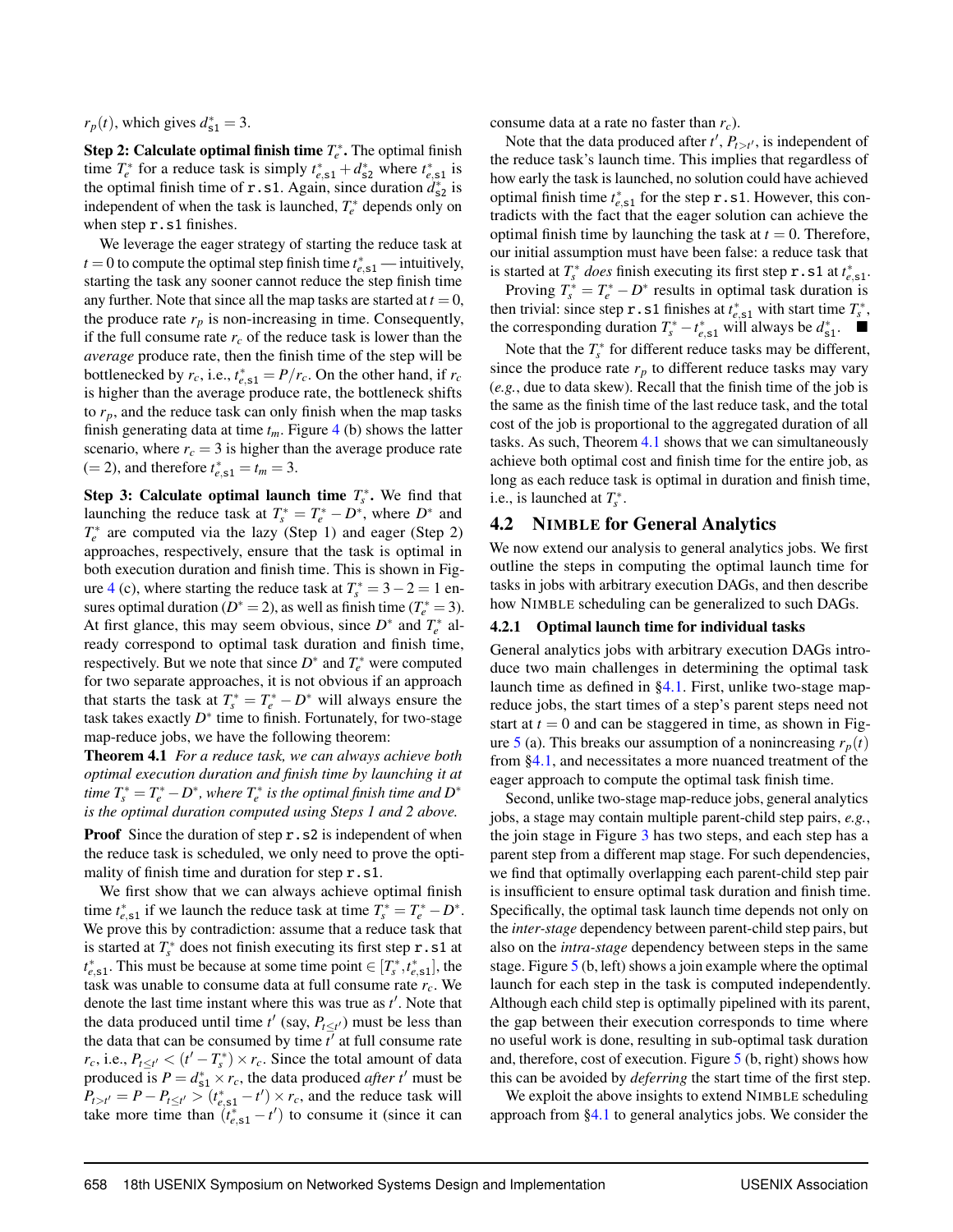$r_p(t)$, which gives $d^*_{\texttt{s1}} = 3$.

**Step 2: Calculate optimal finish time $T^*_e$.** The optimal finish time $T^*_e$ for a reduce task is simply $t^*_{e,\texttt{s1}} + d^*_{\texttt{s2}}$ where $t^*_{e,\texttt{s1}}$ is the optimal finish time of `r.s1`. Again, since duration $d^*_{\texttt{s2}}$ is independent of when the task is launched, $T^*_e$ depends only on when step `r.s1` finishes.

We leverage the eager strategy of starting the reduce task at $t = 0$ to compute the optimal step finish time $t^*_{e,\texttt{s1}}$ — intuitively, starting the task any sooner cannot reduce the step finish time any further. Note that since all the map tasks are started at $t = 0$, the produce rate $r_p$ is non-increasing in time. Consequently, if the full consume rate $r_c$ of the reduce task is lower than the *average* produce rate, then the finish time of the step will be bottlenecked by $r_c$, i.e., $t^*_{e,\texttt{s1}} = P/r_c$. On the other hand, if $r_c$ is higher than the average produce rate, the bottleneck shifts to $r_p$, and the reduce task can only finish when the map tasks finish generating data at time $t_m$. Figure 4 (b) shows the latter scenario, where $r_c = 3$ is higher than the average produce rate $(= 2)$, and therefore $t^*_{e,\texttt{s1}} = t_m = 3$.

**Step 3: Calculate optimal launch time $T^*_s$.** We find that launching the reduce task at $T^*_s = T^*_e - D^*$, where $D^*$ and $T^*_e$ are computed via the lazy (Step 1) and eager (Step 2) approaches, respectively, ensure that the task is optimal in both execution duration and finish time. This is shown in Figure 4 (c), where starting the reduce task at $T^*_s = 3 - 2 = 1$ ensures optimal duration ($D^* = 2$), as well as finish time ($T^*_e = 3$). At first glance, this may seem obvious, since $D^*$ and $T^*_e$ already correspond to optimal task duration and finish time, respectively. But we note that since $D^*$ and $T^*_e$ were computed for two separate approaches, it is not obvious if an approach that starts the task at $T^*_s = T^*_e - D^*$ will always ensure the task takes exactly $D^*$ time to finish. Fortunately, for two-stage map-reduce jobs, we have the following theorem:

**Theorem 4.1** *For a reduce task, we can always achieve both optimal execution duration and finish time by launching it at time $T^*_s = T^*_e - D^*$, where $T^*_e$ is the optimal finish time and $D^*$ is the optimal duration computed using Steps 1 and 2 above.*

**Proof** Since the duration of step `r.s2` is independent of when the reduce task is scheduled, we only need to prove the optimality of finish time and duration for step `r.s1`.

We first show that we can always achieve optimal finish time $t^*_{e,\texttt{s1}}$ if we launch the reduce task at time $T^*_s = T^*_e - D^*$. We prove this by contradiction: assume that a reduce task that is started at $T^*_s$ does not finish executing its first step `r.s1` at $t^*_{e,\texttt{s1}}$. This must be because at some time point $\in [T^*_s, t^*_{e,\texttt{s1}}]$, the task was unable to consume data at full consume rate $r_c$. We denote the last time instant where this was true as $t'$. Note that the data produced until time $t'$ (say, $P_{t\leq t'}$) must be less than the data that can be consumed by time $t'$ at full consume rate $r_c$, i.e., $P_{t\leq t'} < (t' - T^*_s) \times r_c$. Since the total amount of data produced is $P = d^*_{\texttt{s1}} \times r_c$, the data produced *after* $t'$ must be $P_{t>t'} = P - P_{t\leq t'} > (t^*_{e,\texttt{s1}} - t') \times r_c$, and the reduce task will take more time than $(t^*_{e,\texttt{s1}} - t')$ to consume it (since it can consume data at a rate no faster than $r_c$).

Note that the data produced after $t'$, $P_{t>t'}$, is independent of the reduce task's launch time. This implies that regardless of how early the task is launched, no solution could have achieved optimal finish time $t^*_{e,\texttt{s1}}$ for the step `r.s1`. However, this contradicts with the fact that the eager solution can achieve the optimal finish time by launching the task at $t = 0$. Therefore, our initial assumption must have been false: a reduce task that is started at $T^*_s$ *does* finish executing its first step `r.s1` at $t^*_{e,\texttt{s1}}$.

Proving $T^*_s = T^*_e - D^*$ results in optimal task duration is then trivial: since step `r.s1` finishes at $t^*_{e,\texttt{s1}}$ with start time $T^*_s$, the corresponding duration $T^*_s - t^*_{e,\texttt{s1}}$ will always be $d^*_{\texttt{s1}}$. ∎

Note that the $T^*_s$ for different reduce tasks may be different, since the produce rate $r_p$ to different reduce tasks may vary (*e.g.*, due to data skew). Recall that the finish time of the job is the same as the finish time of the last reduce task, and the total cost of the job is proportional to the aggregated duration of all tasks. As such, Theorem 4.1 shows that we can simultaneously achieve both optimal cost and finish time for the entire job, as long as each reduce task is optimal in duration and finish time, i.e., is launched at $T^*_s$.

## 4.2 NIMBLE for General Analytics

We now extend our analysis to general analytics jobs. We first outline the steps in computing the optimal launch time for tasks in jobs with arbitrary execution DAGs, and then describe how NIMBLE scheduling can be generalized to such DAGs.

### 4.2.1 Optimal launch time for individual tasks

General analytics jobs with arbitrary execution DAGs introduce two main challenges in determining the optimal task launch time as defined in §4.1. First, unlike two-stage map-reduce jobs, the start times of a step's parent steps need not start at $t = 0$ and can be staggered in time, as shown in Figure 5 (a). This breaks our assumption of a nonincreasing $r_p(t)$ from §4.1, and necessitates a more nuanced treatment of the eager approach to compute the optimal task finish time.

Second, unlike two-stage map-reduce jobs, general analytics jobs, a stage may contain multiple parent-child step pairs, *e.g.*, the join stage in Figure 3 has two steps, and each step has a parent step from a different map stage. For such dependencies, we find that optimally overlapping each parent-child step pair is insufficient to ensure optimal task duration and finish time. Specifically, the optimal task launch time depends not only on the *inter-stage* dependency between parent-child step pairs, but also on the *intra-stage* dependency between steps in the same stage. Figure 5 (b, left) shows a join example where the optimal launch for each step in the task is computed independently. Although each child step is optimally pipelined with its parent, the gap between their execution corresponds to time where no useful work is done, resulting in sub-optimal task duration and, therefore, cost of execution. Figure 5 (b, right) shows how this can be avoided by *deferring* the start time of the first step.

We exploit the above insights to extend NIMBLE scheduling approach from §4.1 to general analytics jobs. We consider the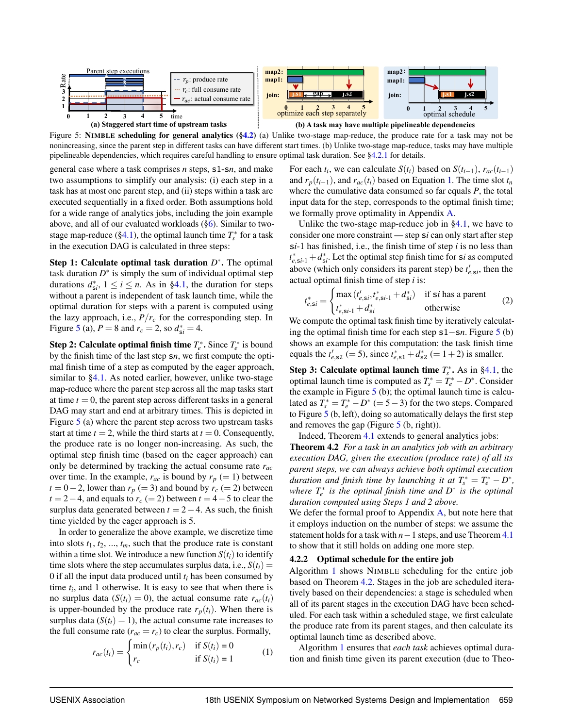(a) Staggered start time of upstream tasks

(b) A task may have multiple pipelineable dependencies

Figure 5: **NIMBLE scheduling for general analytics (§4.2)** (a) Unlike two-stage map-reduce, the produce rate for a task may not be nonincreasing, since the parent step in different tasks can have different start times. (b) Unlike two-stage map-reduce, tasks may have multiple pipelineable dependencies, which requires careful handling to ensure optimal task duration. See §4.2.1 for details.

general case where a task comprises $n$ steps, `s1`-`sn`, and make two assumptions to simplify our analysis: (i) each step in a task has at most one parent step, and (ii) steps within a task are executed sequentially in a fixed order. Both assumptions hold for a wide range of analytics jobs, including the join example above, and all of our evaluated workloads (§6). Similar to two-stage map-reduce (§4.1), the optimal launch time $T^*_s$ for a task in the execution DAG is calculated in three steps:

**Step 1: Calculate optimal task duration $D^*$.** The optimal task duration $D^*$ is simply the sum of individual optimal step durations $d^*_{si}$, $1 \leq i \leq n$. As in §4.1, the duration for steps without a parent is independent of task launch time, while the optimal duration for steps with a parent is computed using the lazy approach, i.e., $P/r_c$ for the corresponding step. In Figure 5 (a), $P = 8$ and $r_c = 2$, so $d^*_{si} = 4$.

**Step 2: Calculate optimal finish time $T^*_e$.** Since $T^*_e$ is bound by the finish time of the last step `sn`, we first compute the optimal finish time of a step as computed by the eager approach, similar to §4.1. As noted earlier, however, unlike two-stage map-reduce where the parent step across all the map tasks start at time $t = 0$, the parent step across different tasks in a general DAG may start and end at arbitrary times. This is depicted in Figure 5 (a) where the parent step across two upstream tasks start at time $t = 2$, while the third starts at $t = 0$. Consequently, the produce rate is no longer non-increasing. As such, the optimal step finish time (based on the eager approach) can only be determined by tracking the actual consume rate $r_{ac}$ over time. In the example, $r_{ac}$ is bound by $r_p$ $(= 1)$ between $t = 0-2$, lower than $r_p$ $(= 3)$ and bound by $r_c$ $(= 2)$ between $t = 2-4$, and equals to $r_c$ $(= 2)$ between $t = 4-5$ to clear the surplus data generated between $t = 2-4$. As such, the finish time yielded by the eager approach is 5.

In order to generalize the above example, we discretize time into slots $t_1$, $t_2$, ..., $t_m$, such that the produce rate is constant within a time slot. We introduce a new function $S(t_i)$ to identify time slots where the step accumulates surplus data, i.e., $S(t_i) = 0$ if all the input data produced until $t_i$ has been consumed by time $t_i$, and 1 otherwise. It is easy to see that when there is no surplus data ($S(t_i) = 0$), the actual consume rate $r_{ac}(t_i)$ is upper-bounded by the produce rate $r_p(t_i)$. When there is surplus data ($S(t_i) = 1$), the actual consume rate increases to the full consume rate ($r_{ac} = r_c$) to clear the surplus. Formally,

$$r_{ac}(t_i) = \begin{cases} \min(r_p(t_i), r_c) & \text{if } S(t_i) = 0 \\ r_c & \text{if } S(t_i) = 1 \end{cases} \tag{1}$$

For each $t_i$, we can calculate $S(t_i)$ based on $S(t_{i-1})$, $r_{ac}(t_{i-1})$ and $r_p(t_{i-1})$, and $r_{ac}(t_i)$ based on Equation 1. The time slot $t_n$ where the cumulative data consumed so far equals $P$, the total input data for the step, corresponds to the optimal finish time; we formally prove optimality in Appendix A.

Unlike the two-stage map-reduce job in §4.1, we have to consider one more constraint — step `si` can only start after step `si-1` has finished, i.e., the finish time of step $i$ is no less than $t^*_{e,\text{si-1}} + d^*_{\text{si}}$. Let the optimal step finish time for `si` as computed above (which only considers its parent step) be $t'_{e,\text{si}}$, then the actual optimal finish time of step $i$ is:

$$t^*_{e,si} = \begin{cases} \max(t'_{e,\text{si}}, t^*_{e,\text{si-1}} + d^*_{\text{si}}) & \text{if si has a parent} \\ t^*_{e,\text{si-1}} + d^*_{\text{si}} & \text{otherwise} \end{cases} \tag{2}$$

We compute the optimal task finish time by iteratively calculating the optimal finish time for each step `s1`$-$`sn`. Figure 5 (b) shows an example for this computation: the task finish time equals the $t'_{e,\text{s2}}$ $(= 5)$, since $t^*_{e,\text{s1}} + d^*_{\text{s2}}$ $(= 1+2)$ is smaller.

**Step 3: Calculate optimal launch time $T^*_s$.** As in §4.1, the optimal launch time is computed as $T^*_s = T^*_e - D^*$. Consider the example in Figure 5 (b); the optimal launch time is calculated as $T^*_s = T^*_e - D^*$ $(= 5-3)$ for the two steps. Compared to Figure 5 (b, left), doing so automatically delays the first step and removes the gap (Figure 5 (b, right)).

Indeed, Theorem 4.1 extends to general analytics jobs:

**Theorem 4.2** *For a task in an analytics job with an arbitrary execution DAG, given the execution (produce rate) of all its parent steps, we can always achieve both optimal execution duration and finish time by launching it at $T^*_s = T^*_e - D^*$, where $T^*_e$ is the optimal finish time and $D^*$ is the optimal duration computed using Steps 1 and 2 above.*

We defer the formal proof to Appendix A, but note here that it employs induction on the number of steps: we assume the statement holds for a task with $n-1$ steps, and use Theorem 4.1 to show that it still holds on adding one more step.

### 4.2.2 Optimal schedule for the entire job

Algorithm 1 shows NIMBLE scheduling for the entire job based on Theorem 4.2. Stages in the job are scheduled iteratively based on their dependencies: a stage is scheduled when all of its parent stages in the execution DAG have been scheduled. For each task within a scheduled stage, we first calculate the produce rate from its parent stages, and then calculate its optimal launch time as described above.

Algorithm 1 ensures that *each task* achieves optimal duration and finish time given its parent execution (due to Theo-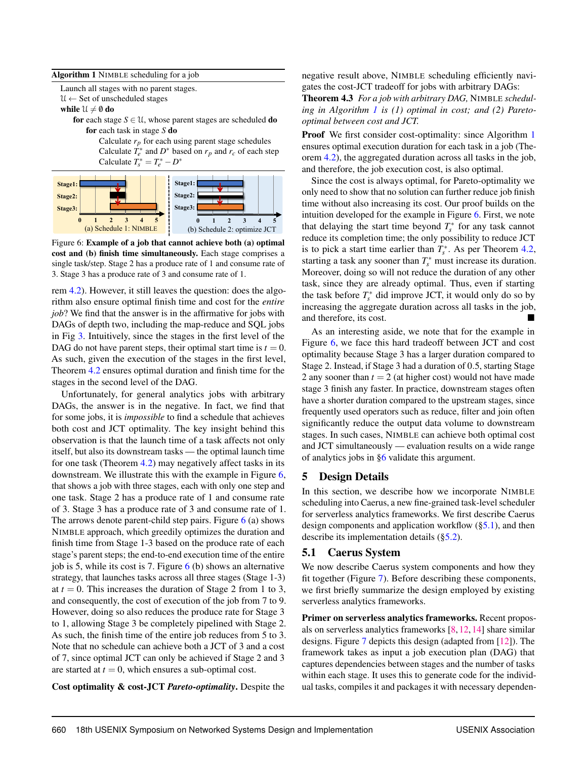**Algorithm 1** NIMBLE scheduling for a job

```
Launch all stages with no parent stages.
U ← Set of unscheduled stages
while U ≠ ∅ do
    for each stage S ∈ U, whose parent stages are scheduled do
        for each task in stage S do
            Calculate r_p for each using parent stage schedules
            Calculate T_e^* and D^* based on r_p and r_c of each step
            Calculate T_s^* = T_e^* − D^*
```

Figure 6: **Example of a job that cannot achieve both (a) optimal cost and (b) finish time simultaneously.** Each stage comprises a single task/step. Stage 2 has a produce rate of 1 and consume rate of 3. Stage 3 has a produce rate of 3 and consume rate of 1.

rem 4.2). However, it still leaves the question: does the algorithm also ensure optimal finish time and cost for the *entire job*? We find that the answer is in the affirmative for jobs with DAGs of depth two, including the map-reduce and SQL jobs in Fig 3. Intuitively, since the stages in the first level of the DAG do not have parent steps, their optimal start time is $t = 0$. As such, given the execution of the stages in the first level, Theorem 4.2 ensures optimal duration and finish time for the stages in the second level of the DAG.

Unfortunately, for general analytics jobs with arbitrary DAGs, the answer is in the negative. In fact, we find that for some jobs, it is *impossible* to find a schedule that achieves both cost and JCT optimality. The key insight behind this observation is that the launch time of a task affects not only itself, but also its downstream tasks — the optimal launch time for one task (Theorem 4.2) may negatively affect tasks in its downstream. We illustrate this with the example in Figure 6, that shows a job with three stages, each with only one step and one task. Stage 2 has a produce rate of 1 and consume rate of 3. Stage 3 has a produce rate of 3 and consume rate of 1. The arrows denote parent-child step pairs. Figure 6 (a) shows NIMBLE approach, which greedily optimizes the duration and finish time from Stage 1-3 based on the produce rate of each stage's parent steps; the end-to-end execution time of the entire job is 5, while its cost is 7. Figure 6 (b) shows an alternative strategy, that launches tasks across all three stages (Stage 1-3) at $t = 0$. This increases the duration of Stage 2 from 1 to 3, and consequently, the cost of execution of the job from 7 to 9. However, doing so also reduces the produce rate for Stage 3 to 1, allowing Stage 3 be completely pipelined with Stage 2. As such, the finish time of the entire job reduces from 5 to 3. Note that no schedule can achieve both a JCT of 3 and a cost of 7, since optimal JCT can only be achieved if Stage 2 and 3 are started at $t = 0$, which ensures a sub-optimal cost.

**Cost optimality & cost-JCT *Pareto-optimality*.** Despite the negative result above, NIMBLE scheduling efficiently navigates the cost-JCT tradeoff for jobs with arbitrary DAGs:

**Theorem 4.3** *For a job with arbitrary DAG,* NIMBLE *scheduling in Algorithm 1 is (1) optimal in cost; and (2) Pareto-optimal between cost and JCT.*

**Proof** We first consider cost-optimality: since Algorithm 1 ensures optimal execution duration for each task in a job (Theorem 4.2), the aggregated duration across all tasks in the job, and therefore, the job execution cost, is also optimal.

Since the cost is always optimal, for Pareto-optimality we only need to show that no solution can further reduce job finish time without also increasing its cost. Our proof builds on the intuition developed for the example in Figure 6. First, we note that delaying the start time beyond $T_s^*$ for any task cannot reduce its completion time; the only possibility to reduce JCT is to pick a start time earlier than $T_s^*$. As per Theorem 4.2, starting a task any sooner than $T_s^*$ must increase its duration. Moreover, doing so will not reduce the duration of any other task, since they are already optimal. Thus, even if starting the task before $T_s^*$ did improve JCT, it would only do so by increasing the aggregate duration across all tasks in the job, and therefore, its cost. ■

As an interesting aside, we note that for the example in Figure 6, we face this hard tradeoff between JCT and cost optimality because Stage 3 has a larger duration compared to Stage 2. Instead, if Stage 3 had a duration of 0.5, starting Stage 2 any sooner than $t = 2$ (at higher cost) would not have made stage 3 finish any faster. In practice, downstream stages often have a shorter duration compared to the upstream stages, since frequently used operators such as reduce, filter and join often significantly reduce the output data volume to downstream stages. In such cases, NIMBLE can achieve both optimal cost and JCT simultaneously — evaluation results on a wide range of analytics jobs in §6 validate this argument.

## 5 Design Details

In this section, we describe how we incorporate NIMBLE scheduling into Caerus, a new fine-grained task-level scheduler for serverless analytics frameworks. We first describe Caerus design components and application workflow (§5.1), and then describe its implementation details (§5.2).

### 5.1 Caerus System

We now describe Caerus system components and how they fit together (Figure 7). Before describing these components, we first briefly summarize the design employed by existing serverless analytics frameworks.

**Primer on serverless analytics frameworks.** Recent proposals on serverless analytics frameworks [8, 12, 14] share similar designs. Figure 7 depicts this design (adapted from [12]). The framework takes as input a job execution plan (DAG) that captures dependencies between stages and the number of tasks within each stage. It uses this to generate code for the individual tasks, compiles it and packages it with necessary dependen-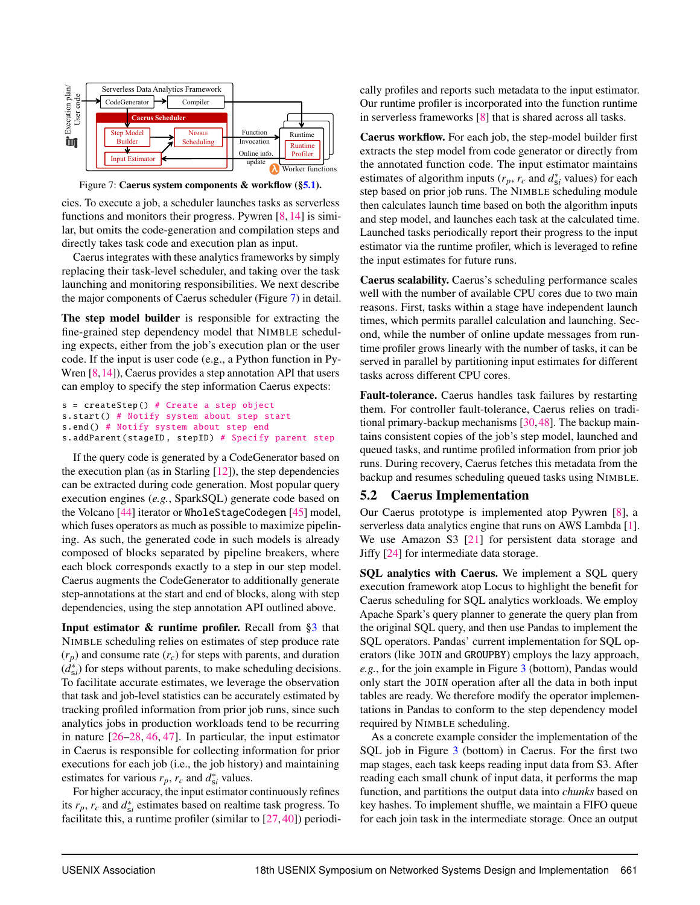Figure 7: **Caerus system components & workflow (§5.1).**

cies. To execute a job, a scheduler launches tasks as serverless functions and monitors their progress. Pywren [8, 14] is similar, but omits the code-generation and compilation steps and directly takes task code and execution plan as input.

Caerus integrates with these analytics frameworks by simply replacing their task-level scheduler, and taking over the task launching and monitoring responsibilities. We next describe the major components of Caerus scheduler (Figure 7) in detail.

**The step model builder** is responsible for extracting the fine-grained step dependency model that NIMBLE scheduling expects, either from the job's execution plan or the user code. If the input is user code (e.g., a Python function in PyWren [8, 14]), Caerus provides a step annotation API that users can employ to specify the step information Caerus expects:

```
s = createStep() # Create a step object
s.start() # Notify system about step start
s.end() # Notify system about step end
s.addParent(stageID, stepID) # Specify parent step
```

If the query code is generated by a CodeGenerator based on the execution plan (as in Starling [12]), the step dependencies can be extracted during code generation. Most popular query execution engines (*e.g.*, SparkSQL) generate code based on the Volcano [44] iterator or `WholeStageCodegen` [45] model, which fuses operators as much as possible to maximize pipelining. As such, the generated code in such models is already composed of blocks separated by pipeline breakers, where each block corresponds exactly to a step in our step model. Caerus augments the CodeGenerator to additionally generate step-annotations at the start and end of blocks, along with step dependencies, using the step annotation API outlined above.

**Input estimator & runtime profiler.** Recall from §3 that NIMBLE scheduling relies on estimates of step produce rate ($r_p$) and consume rate ($r_c$) for steps with parents, and duration ($d^*_{si}$) for steps without parents, to make scheduling decisions. To facilitate accurate estimates, we leverage the observation that task and job-level statistics can be accurately estimated by tracking profiled information from prior job runs, since such analytics jobs in production workloads tend to be recurring in nature [26–28, 46, 47]. In particular, the input estimator in Caerus is responsible for collecting information for prior executions for each job (i.e., the job history) and maintaining estimates for various $r_p$, $r_c$ and $d^*_{si}$ values.

For higher accuracy, the input estimator continuously refines its $r_p$, $r_c$ and $d^*_{si}$ estimates based on realtime task progress. To facilitate this, a runtime profiler (similar to [27, 40]) periodically profiles and reports such metadata to the input estimator. Our runtime profiler is incorporated into the function runtime in serverless frameworks [8] that is shared across all tasks.

**Caerus workflow.** For each job, the step-model builder first extracts the step model from code generator or directly from the annotated function code. The input estimator maintains estimates of algorithm inputs ($r_p$, $r_c$ and $d^*_{si}$ values) for each step based on prior job runs. The NIMBLE scheduling module then calculates launch time based on both the algorithm inputs and step model, and launches each task at the calculated time. Launched tasks periodically report their progress to the input estimator via the runtime profiler, which is leveraged to refine the input estimates for future runs.

**Caerus scalability.** Caerus's scheduling performance scales well with the number of available CPU cores due to two main reasons. First, tasks within a stage have independent launch times, which permits parallel calculation and launching. Second, while the number of online update messages from runtime profiler grows linearly with the number of tasks, it can be served in parallel by partitioning input estimates for different tasks across different CPU cores.

**Fault-tolerance.** Caerus handles task failures by restarting them. For controller fault-tolerance, Caerus relies on traditional primary-backup mechanisms [30, 48]. The backup maintains consistent copies of the job's step model, launched and queued tasks, and runtime profiled information from prior job runs. During recovery, Caerus fetches this metadata from the backup and resumes scheduling queued tasks using NIMBLE.

## 5.2 Caerus Implementation

Our Caerus prototype is implemented atop Pywren [8], a serverless data analytics engine that runs on AWS Lambda [1]. We use Amazon S3 [21] for persistent data storage and Jiffy [24] for intermediate data storage.

**SQL analytics with Caerus.** We implement a SQL query execution framework atop Locus to highlight the benefit for Caerus scheduling for SQL analytics workloads. We employ Apache Spark's query planner to generate the query plan from the original SQL query, and then use Pandas to implement the SQL operators. Pandas' current implementation for SQL operators (like `JOIN` and `GROUPBY`) employs the lazy approach, *e.g.*, for the join example in Figure 3 (bottom), Pandas would only start the `JOIN` operation after all the data in both input tables are ready. We therefore modify the operator implementations in Pandas to conform to the step dependency model required by NIMBLE scheduling.

As a concrete example consider the implementation of the SQL job in Figure 3 (bottom) in Caerus. For the first two map stages, each task keeps reading input data from S3. After reading each small chunk of input data, it performs the map function, and partitions the output data into *chunks* based on key hashes. To implement shuffle, we maintain a FIFO queue for each join task in the intermediate storage. Once an output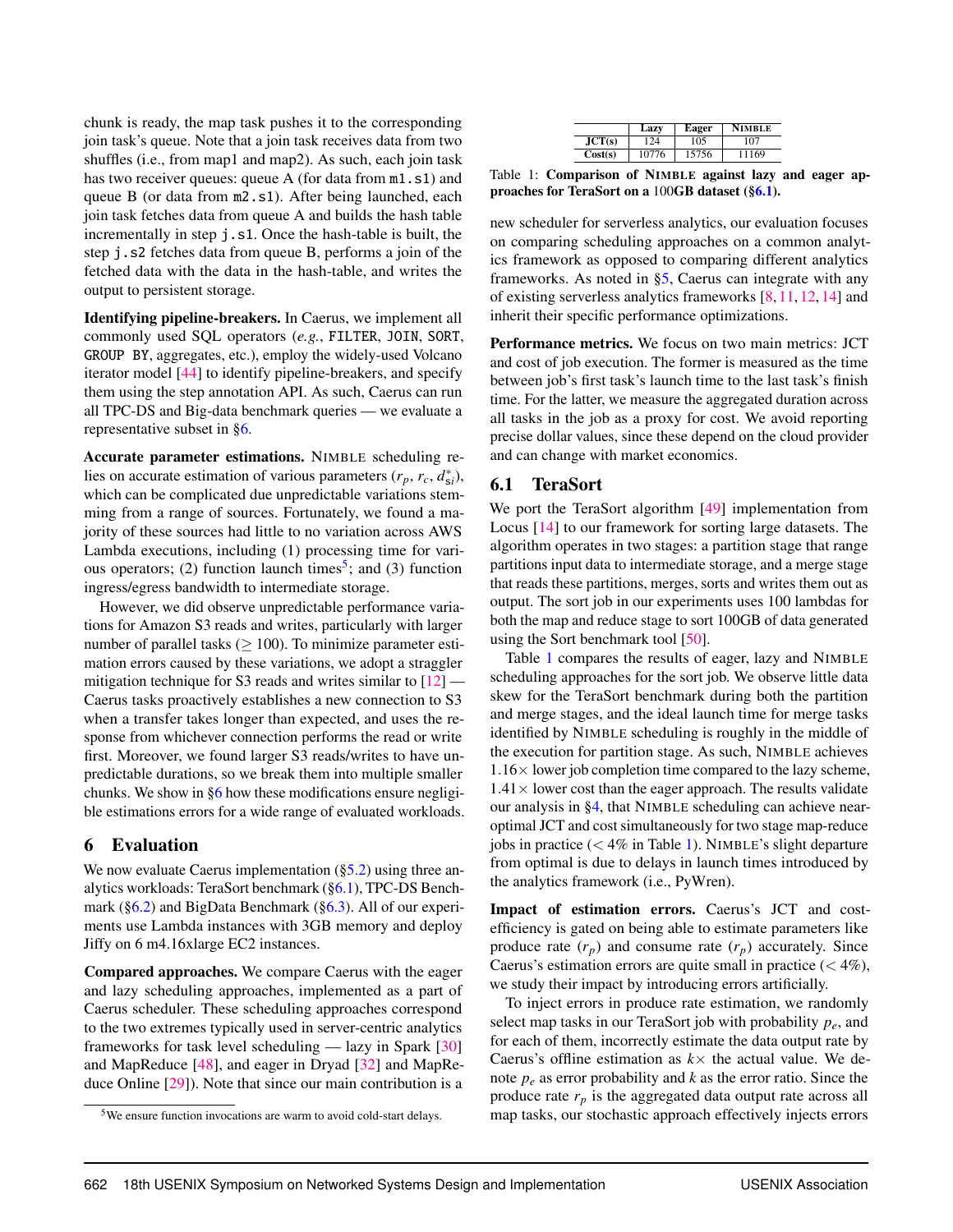chunk is ready, the map task pushes it to the corresponding join task's queue. Note that a join task receives data from two shuffles (i.e., from map1 and map2). As such, each join task has two receiver queues: queue A (for data from `m1.s1`) and queue B (or data from `m2.s1`). After being launched, each join task fetches data from queue A and builds the hash table incrementally in step `j.s1`. Once the hash-table is built, the step `j.s2` fetches data from queue B, performs a join of the fetched data with the data in the hash-table, and writes the output to persistent storage.

**Identifying pipeline-breakers.** In Caerus, we implement all commonly used SQL operators (*e.g.*, `FILTER`, `JOIN`, `SORT`, `GROUP BY`, aggregates, etc.), employ the widely-used Volcano iterator model [44] to identify pipeline-breakers, and specify them using the step annotation API. As such, Caerus can run all TPC-DS and Big-data benchmark queries — we evaluate a representative subset in §6.

**Accurate parameter estimations.** NIMBLE scheduling relies on accurate estimation of various parameters ($r_p$, $r_c$, $d^*_{si}$), which can be complicated due unpredictable variations stemming from a range of sources. Fortunately, we found a majority of these sources had little to no variation across AWS Lambda executions, including (1) processing time for various operators; (2) function launch times[5]; and (3) function ingress/egress bandwidth to intermediate storage.

However, we did observe unpredictable performance variations for Amazon S3 reads and writes, particularly with larger number of parallel tasks ($\geq 100$). To minimize parameter estimation errors caused by these variations, we adopt a straggler mitigation technique for S3 reads and writes similar to [12] — Caerus tasks proactively establishes a new connection to S3 when a transfer takes longer than expected, and uses the response from whichever connection performs the read or write first. Moreover, we found larger S3 reads/writes to have unpredictable durations, so we break them into multiple smaller chunks. We show in §6 how these modifications ensure negligible estimations errors for a wide range of evaluated workloads.

## 6 Evaluation

We now evaluate Caerus implementation (§5.2) using three analytics workloads: TeraSort benchmark (§6.1), TPC-DS Benchmark (§6.2) and BigData Benchmark (§6.3). All of our experiments use Lambda instances with 3GB memory and deploy Jiffy on 6 m4.16xlarge EC2 instances.

**Compared approaches.** We compare Caerus with the eager and lazy scheduling approaches, implemented as a part of Caerus scheduler. These scheduling approaches correspond to the two extremes typically used in server-centric analytics frameworks for task level scheduling — lazy in Spark [30] and MapReduce [48], and eager in Dryad [32] and MapReduce Online [29]). Note that since our main contribution is a new scheduler for serverless analytics, our evaluation focuses on comparing scheduling approaches on a common analytics framework as opposed to comparing different analytics frameworks. As noted in §5, Caerus can integrate with any of existing serverless analytics frameworks [8, 11, 12, 14] and inherit their specific performance optimizations.

[5] We ensure function invocations are warm to avoid cold-start delays.

|  | Lazy | Eager | NIMBLE |
|---|---|---|---|
| JCT(s) | 124 | 105 | 107 |
| Cost(s) | 10776 | 15756 | 11169 |

Table 1: **Comparison of NIMBLE against lazy and eager approaches for TeraSort on a 100GB dataset (§6.1).**

**Performance metrics.** We focus on two main metrics: JCT and cost of job execution. The former is measured as the time between job's first task's launch time to the last task's finish time. For the latter, we measure the aggregated duration across all tasks in the job as a proxy for cost. We avoid reporting precise dollar values, since these depend on the cloud provider and can change with market economics.

### 6.1 TeraSort

We port the TeraSort algorithm [49] implementation from Locus [14] to our framework for sorting large datasets. The algorithm operates in two stages: a partition stage that range partitions input data to intermediate storage, and a merge stage that reads these partitions, merges, sorts and writes them out as output. The sort job in our experiments uses 100 lambdas for both the map and reduce stage to sort 100GB of data generated using the Sort benchmark tool [50].

Table 1 compares the results of eager, lazy and NIMBLE scheduling approaches for the sort job. We observe little data skew for the TeraSort benchmark during both the partition and merge stages, and the ideal launch time for merge tasks identified by NIMBLE scheduling is roughly in the middle of the execution for partition stage. As such, NIMBLE achieves $1.16\times$ lower job completion time compared to the lazy scheme, $1.41\times$ lower cost than the eager approach. The results validate our analysis in §4, that NIMBLE scheduling can achieve near-optimal JCT and cost simultaneously for two stage map-reduce jobs in practice ($< 4\%$ in Table 1). NIMBLE's slight departure from optimal is due to delays in launch times introduced by the analytics framework (i.e., PyWren).

**Impact of estimation errors.** Caerus's JCT and cost-efficiency is gated on being able to estimate parameters like produce rate ($r_p$) and consume rate ($r_p$) accurately. Since Caerus's estimation errors are quite small in practice ($< 4\%$), we study their impact by introducing errors artificially.

To inject errors in produce rate estimation, we randomly select map tasks in our TeraSort job with probability $p_e$, and for each of them, incorrectly estimate the data output rate by Caerus's offline estimation as $k\times$ the actual value. We denote $p_e$ as error probability and $k$ as the error ratio. Since the produce rate $r_p$ is the aggregated data output rate across all map tasks, our stochastic approach effectively injects errors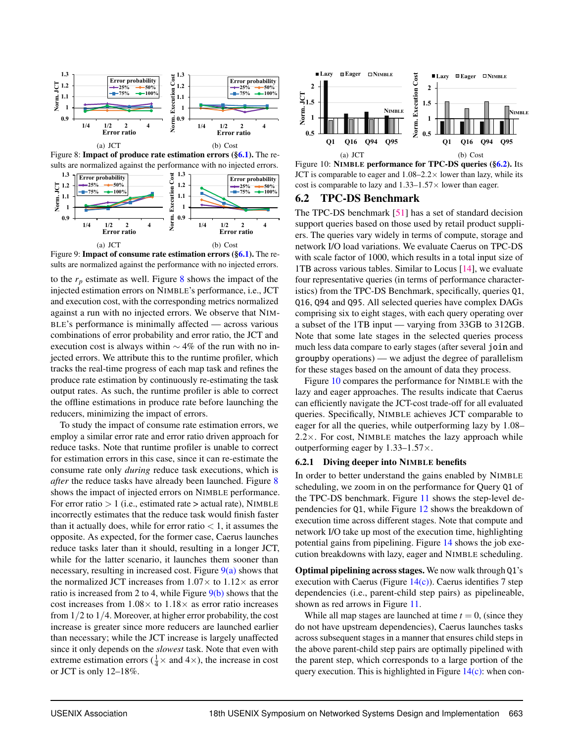Figure 8: **Impact of produce rate estimation errors (§6.1).** The results are normalized against the performance with no injected errors.

Figure 9: **Impact of consume rate estimation errors (§6.1).** The results are normalized against the performance with no injected errors.

to the $r_p$ estimate as well. Figure 8 shows the impact of the injected estimation errors on NIMBLE's performance, i.e., JCT and execution cost, with the corresponding metrics normalized against a run with no injected errors. We observe that NIMBLE's performance is minimally affected — across various combinations of error probability and error ratio, the JCT and execution cost is always within $\sim 4\%$ of the run with no injected errors. We attribute this to the runtime profiler, which tracks the real-time progress of each map task and refines the produce rate estimation by continuously re-estimating the task output rates. As such, the runtime profiler is able to correct the offline estimations in produce rate before launching the reducers, minimizing the impact of errors.

To study the impact of consume rate estimation errors, we employ a similar error rate and error ratio driven approach for reduce tasks. Note that runtime profiler is unable to correct for estimation errors in this case, since it can re-estimate the consume rate only *during* reduce task executions, which is *after* the reduce tasks have already been launched. Figure 8 shows the impact of injected errors on NIMBLE performance. For error ratio $> 1$ (i.e., estimated rate > actual rate), NIMBLE incorrectly estimates that the reduce task would finish faster than it actually does, while for error ratio $< 1$, it assumes the opposite. As expected, for the former case, Caerus launches reduce tasks later than it should, resulting in a longer JCT, while for the latter scenario, it launches them sooner than necessary, resulting in increased cost. Figure 9(a) shows that the normalized JCT increases from $1.07\times$ to $1.12\times$ as error ratio is increased from 2 to 4, while Figure 9(b) shows that the cost increases from $1.08\times$ to $1.18\times$ as error ratio increases from $1/2$ to $1/4$. Moreover, at higher error probability, the cost increase is greater since more reducers are launched earlier than necessary; while the JCT increase is largely unaffected since it only depends on the *slowest* task. Note that even with extreme estimation errors ($\frac{1}{4}\times$ and $4\times$), the increase in cost or JCT is only 12–18%.

Figure 10: **NIMBLE performance for TPC-DS queries (§6.2).** Its JCT is comparable to eager and 1.08–2.2× lower than lazy, while its cost is comparable to lazy and 1.33–1.57× lower than eager.

## 6.2 TPC-DS Benchmark

The TPC-DS benchmark [51] has a set of standard decision support queries based on those used by retail product suppliers. The queries vary widely in terms of compute, storage and network I/O load variations. We evaluate Caerus on TPC-DS with scale factor of 1000, which results in a total input size of 1TB across various tables. Similar to Locus [14], we evaluate four representative queries (in terms of performance characteristics) from the TPC-DS Benchmark, specifically, queries `Q1`, `Q16`, `Q94` and `Q95`. All selected queries have complex DAGs comprising six to eight stages, with each query operating over a subset of the 1TB input — varying from 33GB to 312GB. Note that some late stages in the selected queries process much less data compare to early stages (after several `join` and `groupby` operations) — we adjust the degree of parallelism for these stages based on the amount of data they process.

Figure 10 compares the performance for NIMBLE with the lazy and eager approaches. The results indicate that Caerus can efficiently navigate the JCT-cost trade-off for all evaluated queries. Specifically, NIMBLE achieves JCT comparable to eager for all the queries, while outperforming lazy by 1.08–2.2×. For cost, NIMBLE matches the lazy approach while outperforming eager by 1.33–1.57×.

### 6.2.1 Diving deeper into NIMBLE benefits

In order to better understand the gains enabled by NIMBLE scheduling, we zoom in on the performance for Query `Q1` of the TPC-DS benchmark. Figure 11 shows the step-level dependencies for `Q1`, while Figure 12 shows the breakdown of execution time across different stages. Note that compute and network I/O take up most of the execution time, highlighting potential gains from pipelining. Figure 14 shows the job execution breakdowns with lazy, eager and NIMBLE scheduling.

**Optimal pipelining across stages.** We now walk through `Q1`'s execution with Caerus (Figure 14(c)). Caerus identifies 7 step dependencies (i.e., parent-child step pairs) as pipelineable, shown as red arrows in Figure 11.

While all map stages are launched at time $t = 0$, (since they do not have upstream dependencies), Caerus launches tasks across subsequent stages in a manner that ensures child steps in the above parent-child step pairs are optimally pipelined with the parent step, which corresponds to a large portion of the query execution. This is highlighted in Figure 14(c): when con-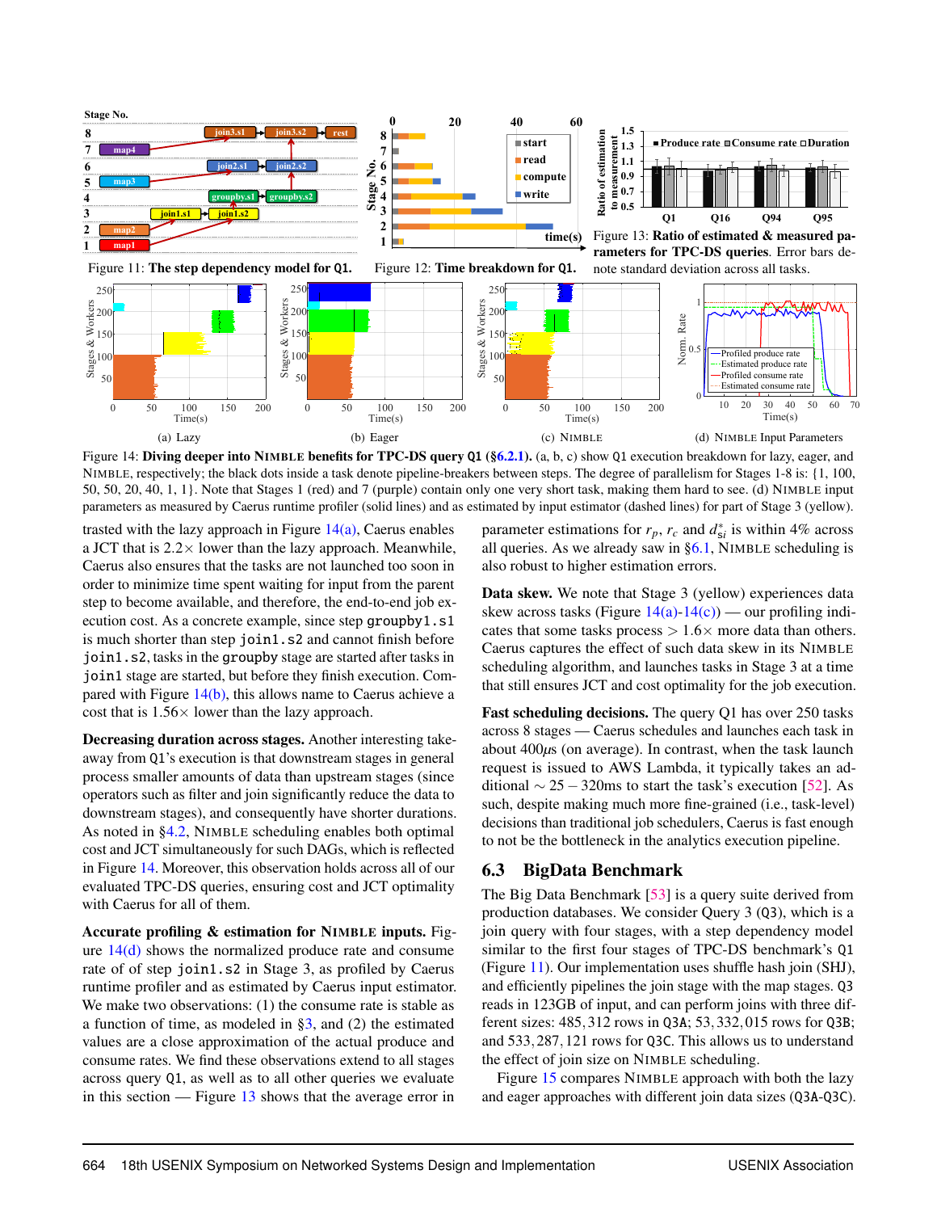Figure 11: **The step dependency model for Q1.**

Figure 12: **Time breakdown for Q1.**

Figure 13: **Ratio of estimated & measured parameters for TPC-DS queries**. Error bars denote standard deviation across all tasks.

(a) Lazy (b) Eager (c) NIMBLE (d) NIMBLE Input Parameters

Figure 14: **Diving deeper into NIMBLE benefits for TPC-DS query Q1 (§6.2.1).** (a, b, c) show Q1 execution breakdown for lazy, eager, and NIMBLE, respectively; the black dots inside a task denote pipeline-breakers between steps. The degree of parallelism for Stages 1-8 is: {1, 100, 50, 50, 20, 40, 1, 1}. Note that Stages 1 (red) and 7 (purple) contain only one very short task, making them hard to see. (d) NIMBLE input parameters as measured by Caerus runtime profiler (solid lines) and as estimated by input estimator (dashed lines) for part of Stage 3 (yellow).

trasted with the lazy approach in Figure 14(a), Caerus enables a JCT that is 2.2× lower than the lazy approach. Meanwhile, Caerus also ensures that the tasks are not launched too soon in order to minimize time spent waiting for input from the parent step to become available, and therefore, the end-to-end job execution cost. As a concrete example, since step `groupby1.s1` is much shorter than step `join1.s2` and cannot finish before `join1.s2`, tasks in the `groupby` stage are started after tasks in `join1` stage are started, but before they finish execution. Compared with Figure 14(b), this allows name to Caerus achieve a cost that is 1.56× lower than the lazy approach.

**Decreasing duration across stages.** Another interesting takeaway from Q1's execution is that downstream stages in general process smaller amounts of data than upstream stages (since operators such as filter and join significantly reduce the data to downstream stages), and consequently have shorter durations. As noted in §4.2, NIMBLE scheduling enables both optimal cost and JCT simultaneously for such DAGs, which is reflected in Figure 14. Moreover, this observation holds across all of our evaluated TPC-DS queries, ensuring cost and JCT optimality with Caerus for all of them.

**Accurate profiling & estimation for NIMBLE inputs.** Figure 14(d) shows the normalized produce rate and consume rate of of step `join1.s2` in Stage 3, as profiled by Caerus runtime profiler and as estimated by Caerus input estimator. We make two observations: (1) the consume rate is stable as a function of time, as modeled in §3, and (2) the estimated values are a close approximation of the actual produce and consume rates. We find these observations extend to all stages across query Q1, as well as to all other queries we evaluate in this section — Figure 13 shows that the average error in parameter estimations for $r_p$, $r_c$ and $d^*_{si}$ is within 4% across all queries. As we already saw in §6.1, NIMBLE scheduling is also robust to higher estimation errors.

**Data skew.** We note that Stage 3 (yellow) experiences data skew across tasks (Figure 14(a)-14(c)) — our profiling indicates that some tasks process $> 1.6\times$ more data than others. Caerus captures the effect of such data skew in its NIMBLE scheduling algorithm, and launches tasks in Stage 3 at a time that still ensures JCT and cost optimality for the job execution.

**Fast scheduling decisions.** The query Q1 has over 250 tasks across 8 stages — Caerus schedules and launches each task in about 400$\mu$s (on average). In contrast, when the task launch request is issued to AWS Lambda, it typically takes an additional $\sim 25-320$ms to start the task's execution [52]. As such, despite making much more fine-grained (i.e., task-level) decisions than traditional job schedulers, Caerus is fast enough to not be the bottleneck in the analytics execution pipeline.

## 6.3 BigData Benchmark

The Big Data Benchmark [53] is a query suite derived from production databases. We consider Query 3 (Q3), which is a join query with four stages, with a step dependency model similar to the first four stages of TPC-DS benchmark's Q1 (Figure 11). Our implementation uses shuffle hash join (SHJ), and efficiently pipelines the join stage with the map stages. Q3 reads in 123GB of input, and can perform joins with three different sizes: 485,312 rows in Q3A; 53,332,015 rows for Q3B; and 533,287,121 rows for Q3C. This allows us to understand the effect of join size on NIMBLE scheduling.

Figure 15 compares NIMBLE approach with both the lazy and eager approaches with different join data sizes (Q3A-Q3C).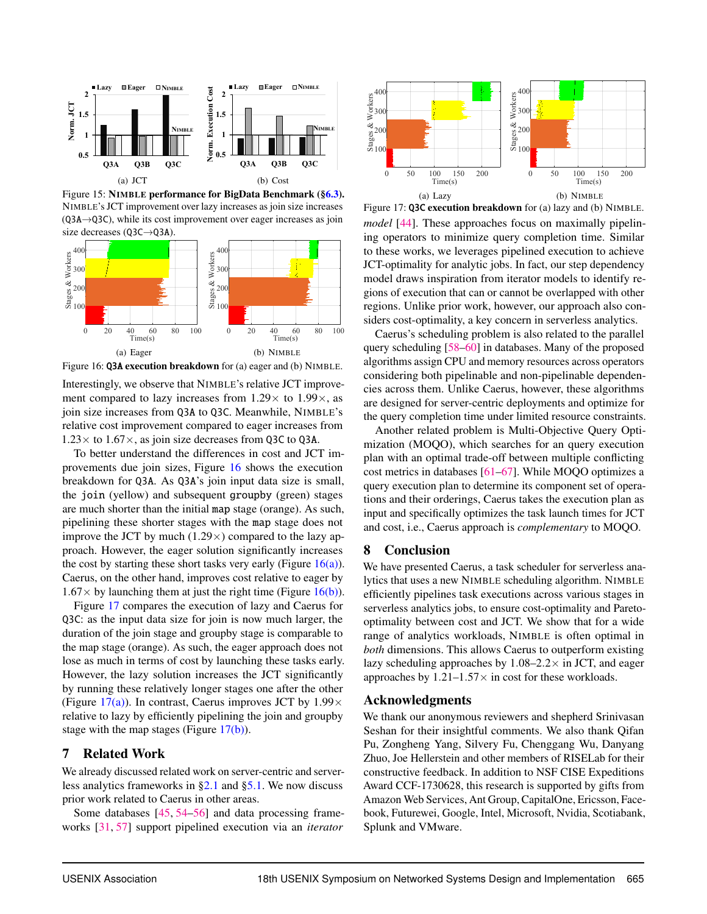Figure 15: **NIMBLE performance for BigData Benchmark (§6.3).** NIMBLE's JCT improvement over lazy increases as join size increases (Q3A→Q3C), while its cost improvement over eager increases as join size decreases (Q3C→Q3A).

Figure 16: **Q3A execution breakdown** for (a) eager and (b) NIMBLE.

Interestingly, we observe that NIMBLE's relative JCT improvement compared to lazy increases from 1.29× to 1.99×, as join size increases from Q3A to Q3C. Meanwhile, NIMBLE's relative cost improvement compared to eager increases from 1.23× to 1.67×, as join size decreases from Q3C to Q3A.

To better understand the differences in cost and JCT improvements due join sizes, Figure 16 shows the execution breakdown for Q3A. As Q3A's join input data size is small, the join (yellow) and subsequent groupby (green) stages are much shorter than the initial map stage (orange). As such, pipelining these shorter stages with the map stage does not improve the JCT by much (1.29×) compared to the lazy approach. However, the eager solution significantly increases the cost by starting these short tasks very early (Figure 16(a)). Caerus, on the other hand, improves cost relative to eager by 1.67× by launching them at just the right time (Figure 16(b)).

Figure 17 compares the execution of lazy and Caerus for Q3C: as the input data size for join is now much larger, the duration of the join stage and groupby stage is comparable to the map stage (orange). As such, the eager approach does not lose as much in terms of cost by launching these tasks early. However, the lazy solution increases the JCT significantly by running these relatively longer stages one after the other (Figure 17(a)). In contrast, Caerus improves JCT by 1.99× relative to lazy by efficiently pipelining the join and groupby stage with the map stages (Figure 17(b)).

## 7 Related Work

We already discussed related work on server-centric and serverless analytics frameworks in §2.1 and §5.1. We now discuss prior work related to Caerus in other areas.

Some databases [45, 54–56] and data processing frameworks [31, 57] support pipelined execution via an *iterator model* [44]. These approaches focus on maximally pipelining operators to minimize query completion time. Similar to these works, we leverages pipelined execution to achieve JCT-optimality for analytic jobs. In fact, our step dependency model draws inspiration from iterator models to identify regions of execution that can or cannot be overlapped with other regions. Unlike prior work, however, our approach also considers cost-optimality, a key concern in serverless analytics.

Figure 17: **Q3C execution breakdown** for (a) lazy and (b) NIMBLE.

Caerus's scheduling problem is also related to the parallel query scheduling [58–60] in databases. Many of the proposed algorithms assign CPU and memory resources across operators considering both pipelinable and non-pipelinable dependencies across them. Unlike Caerus, however, these algorithms are designed for server-centric deployments and optimize for the query completion time under limited resource constraints.

Another related problem is Multi-Objective Query Optimization (MOQO), which searches for an query execution plan with an optimal trade-off between multiple conflicting cost metrics in databases [61–67]. While MOQO optimizes a query execution plan to determine its component set of operations and their orderings, Caerus takes the execution plan as input and specifically optimizes the task launch times for JCT and cost, i.e., Caerus approach is *complementary* to MOQO.

## 8 Conclusion

We have presented Caerus, a task scheduler for serverless analytics that uses a new NIMBLE scheduling algorithm. NIMBLE efficiently pipelines task executions across various stages in serverless analytics jobs, to ensure cost-optimality and Pareto-optimality between cost and JCT. We show that for a wide range of analytics workloads, NIMBLE is often optimal in *both* dimensions. This allows Caerus to outperform existing lazy scheduling approaches by 1.08–2.2× in JCT, and eager approaches by 1.21–1.57× in cost for these workloads.

## Acknowledgments

We thank our anonymous reviewers and shepherd Srinivasan Seshan for their insightful comments. We also thank Qifan Pu, Zongheng Yang, Silvery Fu, Chenggang Wu, Danyang Zhuo, Joe Hellerstein and other members of RISELab for their constructive feedback. In addition to NSF CISE Expeditions Award CCF-1730628, this research is supported by gifts from Amazon Web Services, Ant Group, CapitalOne, Ericsson, Facebook, Futurewei, Google, Intel, Microsoft, Nvidia, Scotiabank, Splunk and VMware.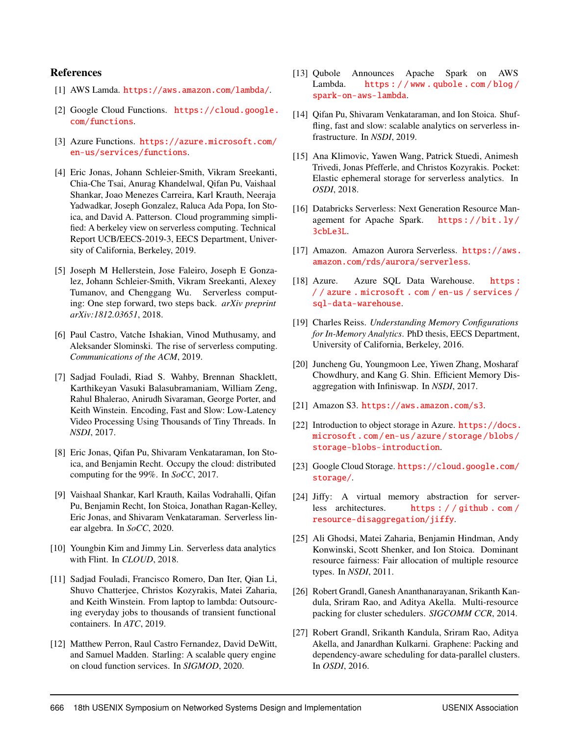## References

[1] AWS Lamda. https://aws.amazon.com/lambda/.

[2] Google Cloud Functions. https://cloud.google.com/functions.

[3] Azure Functions. https://azure.microsoft.com/en-us/services/functions.

[4] Eric Jonas, Johann Schleier-Smith, Vikram Sreekanti, Chia-Che Tsai, Anurag Khandelwal, Qifan Pu, Vaishaal Shankar, Joao Menezes Carreira, Karl Krauth, Neeraja Yadwadkar, Joseph Gonzalez, Raluca Ada Popa, Ion Stoica, and David A. Patterson. Cloud programming simplified: A berkeley view on serverless computing. Technical Report UCB/EECS-2019-3, EECS Department, University of California, Berkeley, 2019.

[5] Joseph M Hellerstein, Jose Faleiro, Joseph E Gonzalez, Johann Schleier-Smith, Vikram Sreekanti, Alexey Tumanov, and Chenggang Wu. Serverless computing: One step forward, two steps back. *arXiv preprint arXiv:1812.03651*, 2018.

[6] Paul Castro, Vatche Ishakian, Vinod Muthusamy, and Aleksander Slominski. The rise of serverless computing. *Communications of the ACM*, 2019.

[7] Sadjad Fouladi, Riad S. Wahby, Brennan Shacklett, Karthikeyan Vasuki Balasubramaniam, William Zeng, Rahul Bhalerao, Anirudh Sivaraman, George Porter, and Keith Winstein. Encoding, Fast and Slow: Low-Latency Video Processing Using Thousands of Tiny Threads. In *NSDI*, 2017.

[8] Eric Jonas, Qifan Pu, Shivaram Venkataraman, Ion Stoica, and Benjamin Recht. Occupy the cloud: distributed computing for the 99%. In *SoCC*, 2017.

[9] Vaishaal Shankar, Karl Krauth, Kailas Vodrahalli, Qifan Pu, Benjamin Recht, Ion Stoica, Jonathan Ragan-Kelley, Eric Jonas, and Shivaram Venkataraman. Serverless linear algebra. In *SoCC*, 2020.

[10] Youngbin Kim and Jimmy Lin. Serverless data analytics with Flint. In *CLOUD*, 2018.

[11] Sadjad Fouladi, Francisco Romero, Dan Iter, Qian Li, Shuvo Chatterjee, Christos Kozyrakis, Matei Zaharia, and Keith Winstein. From laptop to lambda: Outsourcing everyday jobs to thousands of transient functional containers. In *ATC*, 2019.

[12] Matthew Perron, Raul Castro Fernandez, David DeWitt, and Samuel Madden. Starling: A scalable query engine on cloud function services. In *SIGMOD*, 2020.

[13] Qubole Announces Apache Spark on AWS Lambda. https://www.qubole.com/blog/spark-on-aws-lambda.

[14] Qifan Pu, Shivaram Venkataraman, and Ion Stoica. Shuffling, fast and slow: scalable analytics on serverless infrastructure. In *NSDI*, 2019.

[15] Ana Klimovic, Yawen Wang, Patrick Stuedi, Animesh Trivedi, Jonas Pfefferle, and Christos Kozyrakis. Pocket: Elastic ephemeral storage for serverless analytics. In *OSDI*, 2018.

[16] Databricks Serverless: Next Generation Resource Management for Apache Spark. https://bit.ly/3cbLe3L.

[17] Amazon. Amazon Aurora Serverless. https://aws.amazon.com/rds/aurora/serverless.

[18] Azure. Azure SQL Data Warehouse. https://azure.microsoft.com/en-us/services/sql-data-warehouse.

[19] Charles Reiss. *Understanding Memory Configurations for In-Memory Analytics*. PhD thesis, EECS Department, University of California, Berkeley, 2016.

[20] Juncheng Gu, Youngmoon Lee, Yiwen Zhang, Mosharaf Chowdhury, and Kang G. Shin. Efficient Memory Disaggregation with Infiniswap. In *NSDI*, 2017.

[21] Amazon S3. https://aws.amazon.com/s3.

[22] Introduction to object storage in Azure. https://docs.microsoft.com/en-us/azure/storage/blobs/storage-blobs-introduction.

[23] Google Cloud Storage. https://cloud.google.com/storage/.

[24] Jiffy: A virtual memory abstraction for serverless architectures. https://github.com/resource-disaggregation/jiffy.

[25] Ali Ghodsi, Matei Zaharia, Benjamin Hindman, Andy Konwinski, Scott Shenker, and Ion Stoica. Dominant resource fairness: Fair allocation of multiple resource types. In *NSDI*, 2011.

[26] Robert Grandl, Ganesh Ananthanarayanan, Srikanth Kandula, Sriram Rao, and Aditya Akella. Multi-resource packing for cluster schedulers. *SIGCOMM CCR*, 2014.

[27] Robert Grandl, Srikanth Kandula, Sriram Rao, Aditya Akella, and Janardhan Kulkarni. Graphene: Packing and dependency-aware scheduling for data-parallel clusters. In *OSDI*, 2016.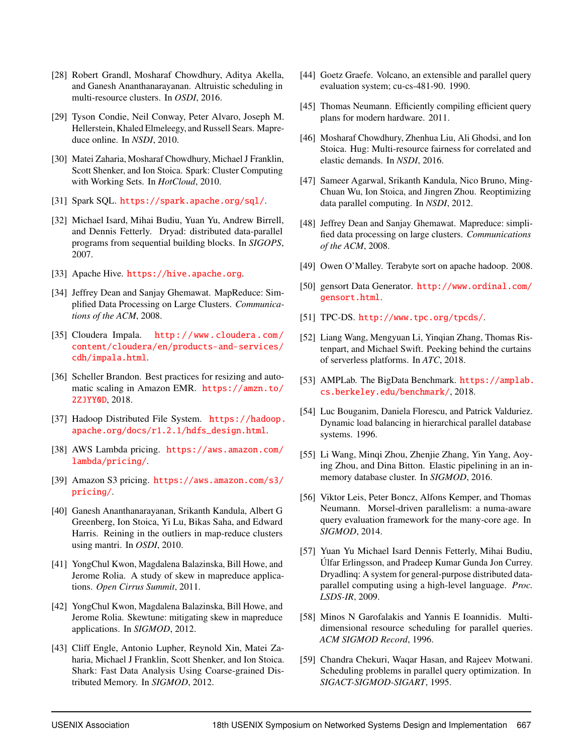[28] Robert Grandl, Mosharaf Chowdhury, Aditya Akella, and Ganesh Ananthanarayanan. Altruistic scheduling in multi-resource clusters. In *OSDI*, 2016.

[29] Tyson Condie, Neil Conway, Peter Alvaro, Joseph M. Hellerstein, Khaled Elmeleegy, and Russell Sears. Mapreduce online. In *NSDI*, 2010.

[30] Matei Zaharia, Mosharaf Chowdhury, Michael J Franklin, Scott Shenker, and Ion Stoica. Spark: Cluster Computing with Working Sets. In *HotCloud*, 2010.

[31] Spark SQL. https://spark.apache.org/sql/.

[32] Michael Isard, Mihai Budiu, Yuan Yu, Andrew Birrell, and Dennis Fetterly. Dryad: distributed data-parallel programs from sequential building blocks. In *SIGOPS*, 2007.

[33] Apache Hive. https://hive.apache.org.

[34] Jeffrey Dean and Sanjay Ghemawat. MapReduce: Simplified Data Processing on Large Clusters. *Communications of the ACM*, 2008.

[35] Cloudera Impala. http://www.cloudera.com/content/cloudera/en/products-and-services/cdh/impala.html.

[36] Scheller Brandon. Best practices for resizing and automatic scaling in Amazon EMR. https://amzn.to/2ZJYY0D, 2018.

[37] Hadoop Distributed File System. https://hadoop.apache.org/docs/r1.2.1/hdfs_design.html.

[38] AWS Lambda pricing. https://aws.amazon.com/lambda/pricing/.

[39] Amazon S3 pricing. https://aws.amazon.com/s3/pricing/.

[40] Ganesh Ananthanarayanan, Srikanth Kandula, Albert G Greenberg, Ion Stoica, Yi Lu, Bikas Saha, and Edward Harris. Reining in the outliers in map-reduce clusters using mantri. In *OSDI*, 2010.

[41] YongChul Kwon, Magdalena Balazinska, Bill Howe, and Jerome Rolia. A study of skew in mapreduce applications. *Open Cirrus Summit*, 2011.

[42] YongChul Kwon, Magdalena Balazinska, Bill Howe, and Jerome Rolia. Skewtune: mitigating skew in mapreduce applications. In *SIGMOD*, 2012.

[43] Cliff Engle, Antonio Lupher, Reynold Xin, Matei Zaharia, Michael J Franklin, Scott Shenker, and Ion Stoica. Shark: Fast Data Analysis Using Coarse-grained Distributed Memory. In *SIGMOD*, 2012.

[44] Goetz Graefe. Volcano, an extensible and parallel query evaluation system; cu-cs-481-90. 1990.

[45] Thomas Neumann. Efficiently compiling efficient query plans for modern hardware. 2011.

[46] Mosharaf Chowdhury, Zhenhua Liu, Ali Ghodsi, and Ion Stoica. Hug: Multi-resource fairness for correlated and elastic demands. In *NSDI*, 2016.

[47] Sameer Agarwal, Srikanth Kandula, Nico Bruno, Ming-Chuan Wu, Ion Stoica, and Jingren Zhou. Reoptimizing data parallel computing. In *NSDI*, 2012.

[48] Jeffrey Dean and Sanjay Ghemawat. Mapreduce: simplified data processing on large clusters. *Communications of the ACM*, 2008.

[49] Owen O'Malley. Terabyte sort on apache hadoop. 2008.

[50] gensort Data Generator. http://www.ordinal.com/gensort.html.

[51] TPC-DS. http://www.tpc.org/tpcds/.

[52] Liang Wang, Mengyuan Li, Yinqian Zhang, Thomas Ristenpart, and Michael Swift. Peeking behind the curtains of serverless platforms. In *ATC*, 2018.

[53] AMPLab. The BigData Benchmark. https://amplab.cs.berkeley.edu/benchmark/, 2018.

[54] Luc Bouganim, Daniela Florescu, and Patrick Valduriez. Dynamic load balancing in hierarchical parallel database systems. 1996.

[55] Li Wang, Minqi Zhou, Zhenjie Zhang, Yin Yang, Aoying Zhou, and Dina Bitton. Elastic pipelining in an in-memory database cluster. In *SIGMOD*, 2016.

[56] Viktor Leis, Peter Boncz, Alfons Kemper, and Thomas Neumann. Morsel-driven parallelism: a numa-aware query evaluation framework for the many-core age. In *SIGMOD*, 2014.

[57] Yuan Yu Michael Isard Dennis Fetterly, Mihai Budiu, Úlfar Erlingsson, and Pradeep Kumar Gunda Jon Currey. Dryadlinq: A system for general-purpose distributed data-parallel computing using a high-level language. *Proc. LSDS-IR*, 2009.

[58] Minos N Garofalakis and Yannis E Ioannidis. Multi-dimensional resource scheduling for parallel queries. *ACM SIGMOD Record*, 1996.

[59] Chandra Chekuri, Waqar Hasan, and Rajeev Motwani. Scheduling problems in parallel query optimization. In *SIGACT-SIGMOD-SIGART*, 1995.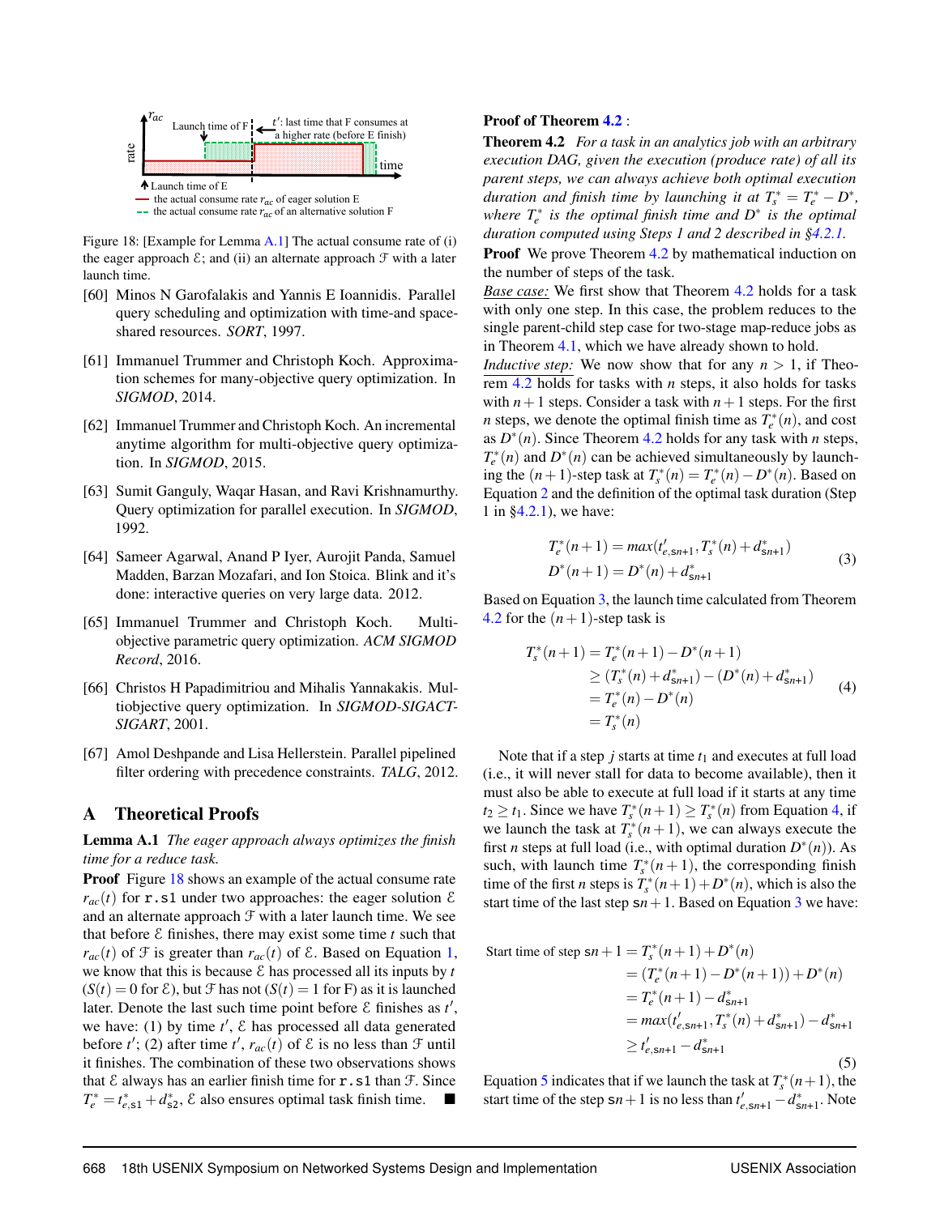Figure 18: [Example for Lemma A.1] The actual consume rate of (i) the eager approach $\mathcal{E}$; and (ii) an alternate approach $\mathcal{F}$ with a later launch time.

[60] Minos N Garofalakis and Yannis E Ioannidis. Parallel query scheduling and optimization with time-and space-shared resources. *SORT*, 1997.

[61] Immanuel Trummer and Christoph Koch. Approximation schemes for many-objective query optimization. In *SIGMOD*, 2014.

[62] Immanuel Trummer and Christoph Koch. An incremental anytime algorithm for multi-objective query optimization. In *SIGMOD*, 2015.

[63] Sumit Ganguly, Waqar Hasan, and Ravi Krishnamurthy. Query optimization for parallel execution. In *SIGMOD*, 1992.

[64] Sameer Agarwal, Anand P Iyer, Aurojit Panda, Samuel Madden, Barzan Mozafari, and Ion Stoica. Blink and it's done: interactive queries on very large data. 2012.

[65] Immanuel Trummer and Christoph Koch. Multi-objective parametric query optimization. *ACM SIGMOD Record*, 2016.

[66] Christos H Papadimitriou and Mihalis Yannakakis. Multiobjective query optimization. In *SIGMOD-SIGACT-SIGART*, 2001.

[67] Amol Deshpande and Lisa Hellerstein. Parallel pipelined filter ordering with precedence constraints. *TALG*, 2012.

## A Theoretical Proofs

**Lemma A.1** *The eager approach always optimizes the finish time for a reduce task.*

**Proof** Figure 18 shows an example of the actual consume rate $r_{ac}(t)$ for `r.s1` under two approaches: the eager solution $\mathcal{E}$ and an alternate approach $\mathcal{F}$ with a later launch time. We see that before $\mathcal{E}$ finishes, there may exist some time $t$ such that $r_{ac}(t)$ of $\mathcal{F}$ is greater than $r_{ac}(t)$ of $\mathcal{E}$. Based on Equation 1, we know that this is because $\mathcal{E}$ has processed all its inputs by $t$ ($S(t) = 0$ for $\mathcal{E}$), but $\mathcal{F}$ has not ($S(t) = 1$ for F) as it is launched later. Denote the last such time point before $\mathcal{E}$ finishes as $t'$, we have: (1) by time $t'$, $\mathcal{E}$ has processed all data generated before $t'$; (2) after time $t'$, $r_{ac}(t)$ of $\mathcal{E}$ is no less than $\mathcal{F}$ until it finishes. The combination of these two observations shows that $\mathcal{E}$ always has an earlier finish time for `r.s1` than $\mathcal{F}$. Since $T_e^* = t_{e,\text{s1}}^* + d_{\text{s2}}^*$, $\mathcal{E}$ also ensures optimal task finish time. ∎

**Proof of Theorem 4.2** :

**Theorem 4.2** *For a task in an analytics job with an arbitrary execution DAG, given the execution (produce rate) of all its parent steps, we can always achieve both optimal execution duration and finish time by launching it at $T_s^* = T_e^* - D^*$, where $T_e^*$ is the optimal finish time and $D^*$ is the optimal duration computed using Steps 1 and 2 described in §4.2.1.*

**Proof** We prove Theorem 4.2 by mathematical induction on the number of steps of the task.

<u>*Base case:*</u> We first show that Theorem 4.2 holds for a task with only one step. In this case, the problem reduces to the single parent-child step case for two-stage map-reduce jobs as in Theorem 4.1, which we have already shown to hold.

<u>*Inductive step:*</u> We now show that for any $n > 1$, if Theorem 4.2 holds for tasks with $n$ steps, it also holds for tasks with $n+1$ steps. Consider a task with $n+1$ steps. For the first $n$ steps, we denote the optimal finish time as $T_e^*(n)$, and cost as $D^*(n)$. Since Theorem 4.2 holds for any task with $n$ steps, $T_e^*(n)$ and $D^*(n)$ can be achieved simultaneously by launching the $(n+1)$-step task at $T_s^*(n) = T_e^*(n) - D^*(n)$. Based on Equation 2 and the definition of the optimal task duration (Step 1 in §4.2.1), we have:

$$
\begin{aligned}
T_e^*(n+1) &= max(t'_{e,\text{s}n+1}, T_s^*(n) + d_{\text{s}n+1}^*) \\
D^*(n+1) &= D^*(n) + d_{\text{s}n+1}^*
\end{aligned}
\tag{3}
$$

Based on Equation 3, the launch time calculated from Theorem 4.2 for the $(n+1)$-step task is

$$
\begin{aligned}
T_s^*(n+1) &= T_e^*(n+1) - D^*(n+1) \\
&\geq (T_s^*(n) + d_{\text{s}n+1}^*) - (D^*(n) + d_{\text{s}n+1}^*) \\
&= T_e^*(n) - D^*(n) \\
&= T_s^*(n)
\end{aligned}
\tag{4}
$$

Note that if a step $j$ starts at time $t_1$ and executes at full load (i.e., it will never stall for data to become available), then it must also be able to execute at full load if it starts at any time $t_2 \geq t_1$. Since we have $T_s^*(n+1) \geq T_s^*(n)$ from Equation 4, if we launch the task at $T_s^*(n+1)$, we can always execute the first $n$ steps at full load (i.e., with optimal duration $D^*(n)$). As such, with launch time $T_s^*(n+1)$, the corresponding finish time of the first $n$ steps is $T_s^*(n+1) + D^*(n)$, which is also the start time of the last step s$n+1$. Based on Equation 3 we have:

$$
\begin{aligned}
\text{Start time of step s}n+1 &= T_s^*(n+1) + D^*(n) \\
&= (T_e^*(n+1) - D^*(n+1)) + D^*(n) \\
&= T_e^*(n+1) - d_{\text{s}n+1}^* \\
&= max(t'_{e,\text{s}n+1}, T_s^*(n) + d_{\text{s}n+1}^*) - d_{\text{s}n+1}^* \\
&\geq t'_{e,\text{s}n+1} - d_{\text{s}n+1}^*
\end{aligned}
\tag{5}
$$

Equation 5 indicates that if we launch the task at $T_s^*(n+1)$, the start time of the step s$n+1$ is no less than $t'_{e,\text{s}n+1} - d_{\text{s}n+1}^*$. Note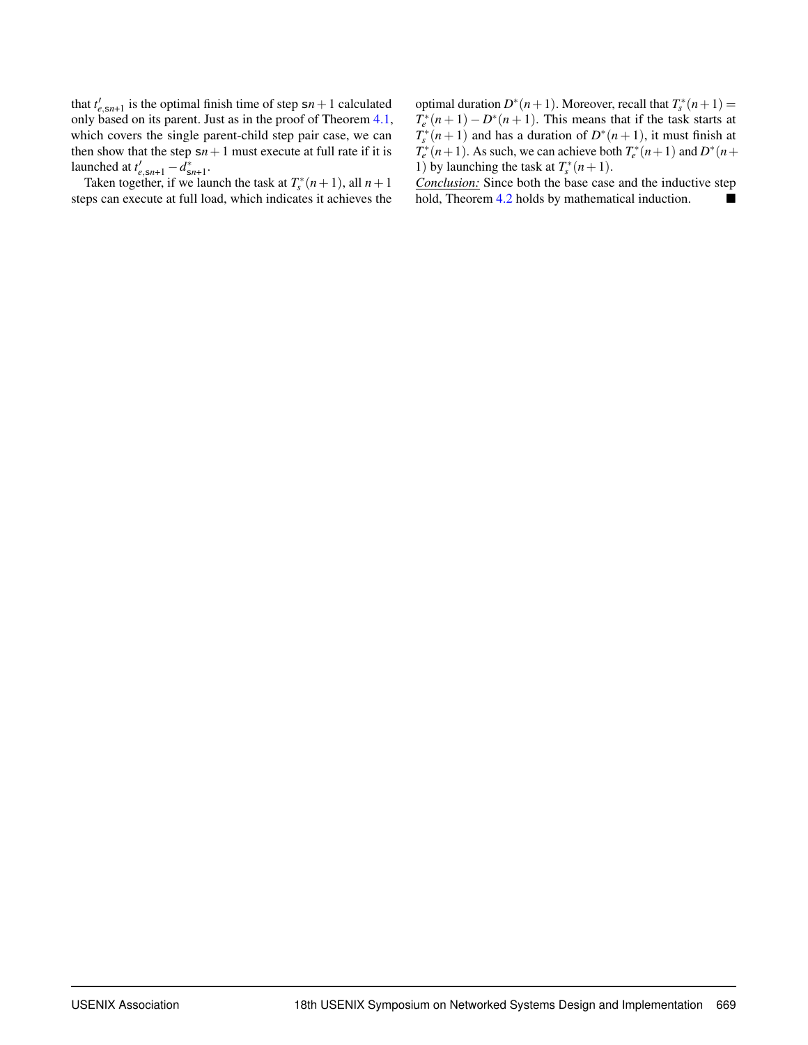that $t'_{e,\mathsf{s}n+1}$ is the optimal finish time of step $\mathsf{s}n+1$ calculated only based on its parent. Just as in the proof of Theorem 4.1, which covers the single parent-child step pair case, we can then show that the step $\mathsf{s}n+1$ must execute at full rate if it is launched at $t'_{e,\mathsf{s}n+1} - d^*_{\mathsf{s}n+1}$.

Taken together, if we launch the task at $T^*_s(n+1)$, all $n+1$ steps can execute at full load, which indicates it achieves the optimal duration $D^*(n+1)$. Moreover, recall that $T^*_s(n+1) = T^*_e(n+1) - D^*(n+1)$. This means that if the task starts at $T^*_s(n+1)$ and has a duration of $D^*(n+1)$, it must finish at $T^*_e(n+1)$. As such, we can achieve both $T^*_e(n+1)$ and $D^*(n+1)$ by launching the task at $T^*_s(n+1)$.

*Conclusion:* Since both the base case and the inductive step hold, Theorem 4.2 holds by mathematical induction. ■